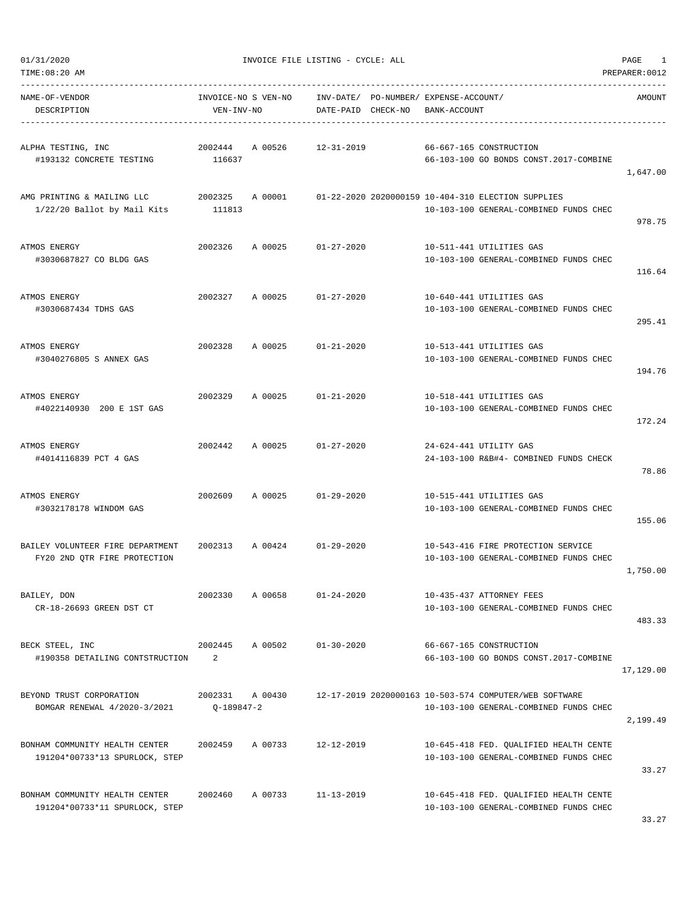01/31/2020 INVOICE FILE LISTING - CYCLE: ALL

TIME:08:20 AM PREPARER:0012

| NAME-OF-VENDOR / DESCRIPTION | INVOICE-NO / VEN-INV-NO | S VEN-NO | INV-DATE/ DATE-PAID | PO-NUMBER/ CHECK-NO | EXPENSE-ACCOUNT/ BANK-ACCOUNT | AMOUNT |
|---|---|---|---|---|---|---|
| ALPHA TESTING, INC<br>#193132 CONCRETE TESTING | 2002444<br>116637 | A 00526 | 12-31-2019 | | 66-667-165 CONSTRUCTION<br>66-103-100 GO BONDS CONST.2017-COMBINE | 1,647.00 |
| AMG PRINTING & MAILING LLC<br>1/22/20 Ballot by Mail Kits | 2002325<br>111813 | A 00001 | 01-22-2020 | 2020000159 | 10-404-310 ELECTION SUPPLIES<br>10-103-100 GENERAL-COMBINED FUNDS CHEC | 978.75 |
| ATMOS ENERGY<br>#3030687827 CO BLDG GAS | 2002326 | A 00025 | 01-27-2020 | | 10-511-441 UTILITIES GAS<br>10-103-100 GENERAL-COMBINED FUNDS CHEC | 116.64 |
| ATMOS ENERGY<br>#3030687434 TDHS GAS | 2002327 | A 00025 | 01-27-2020 | | 10-640-441 UTILITIES GAS<br>10-103-100 GENERAL-COMBINED FUNDS CHEC | 295.41 |
| ATMOS ENERGY<br>#3040276805 S ANNEX GAS | 2002328 | A 00025 | 01-21-2020 | | 10-513-441 UTILITIES GAS<br>10-103-100 GENERAL-COMBINED FUNDS CHEC | 194.76 |
| ATMOS ENERGY<br>#4022140930 200 E 1ST GAS | 2002329 | A 00025 | 01-21-2020 | | 10-518-441 UTILITIES GAS<br>10-103-100 GENERAL-COMBINED FUNDS CHEC | 172.24 |
| ATMOS ENERGY<br>#4014116839 PCT 4 GAS | 2002442 | A 00025 | 01-27-2020 | | 24-624-441 UTILITY GAS<br>24-103-100 R&B#4- COMBINED FUNDS CHECK | 78.86 |
| ATMOS ENERGY<br>#3032178178 WINDOM GAS | 2002609 | A 00025 | 01-29-2020 | | 10-515-441 UTILITIES GAS<br>10-103-100 GENERAL-COMBINED FUNDS CHEC | 155.06 |
| BAILEY VOLUNTEER FIRE DEPARTMENT<br>FY20 2ND QTR FIRE PROTECTION | 2002313 | A 00424 | 01-29-2020 | | 10-543-416 FIRE PROTECTION SERVICE<br>10-103-100 GENERAL-COMBINED FUNDS CHEC | 1,750.00 |
| BAILEY, DON<br>CR-18-26693 GREEN DST CT | 2002330 | A 00658 | 01-24-2020 | | 10-435-437 ATTORNEY FEES<br>10-103-100 GENERAL-COMBINED FUNDS CHEC | 483.33 |
| BECK STEEL, INC<br>#190358 DETAILING CONTSTRUCTION | 2002445<br>2 | A 00502 | 01-30-2020 | | 66-667-165 CONSTRUCTION<br>66-103-100 GO BONDS CONST.2017-COMBINE | 17,129.00 |
| BEYOND TRUST CORPORATION<br>BOMGAR RENEWAL 4/2020-3/2021 | 2002331<br>Q-189847-2 | A 00430 | 12-17-2019 | 2020000163 | 10-503-574 COMPUTER/WEB SOFTWARE<br>10-103-100 GENERAL-COMBINED FUNDS CHEC | 2,199.49 |
| BONHAM COMMUNITY HEALTH CENTER<br>191204*00733*13 SPURLOCK, STEP | 2002459 | A 00733 | 12-12-2019 | | 10-645-418 FED. QUALIFIED HEALTH CENTE<br>10-103-100 GENERAL-COMBINED FUNDS CHEC | 33.27 |
| BONHAM COMMUNITY HEALTH CENTER<br>191204*00733*11 SPURLOCK, STEP | 2002460 | A 00733 | 11-13-2019 | | 10-645-418 FED. QUALIFIED HEALTH CENTE<br>10-103-100 GENERAL-COMBINED FUNDS CHEC | 33.27 |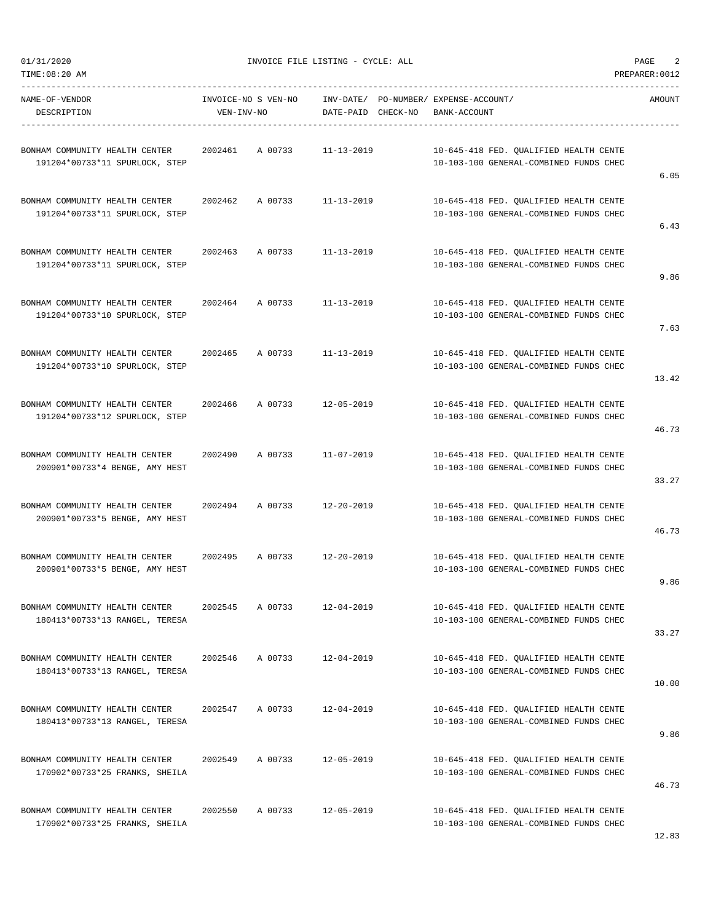01/31/2020 INVOICE FILE LISTING - CYCLE: ALL

TIME:08:20 AM PREPARER:0012

| NAME-OF-VENDOR / DESCRIPTION | INVOICE-NO / VEN-INV-NO | S | VEN-NO | INV-DATE/ DATE-PAID | PO-NUMBER/ CHECK-NO | EXPENSE-ACCOUNT/ BANK-ACCOUNT | AMOUNT |
|---|---|---|---|---|---|---|---|
| BONHAM COMMUNITY HEALTH CENTER<br>191204*00733*11 SPURLOCK, STEP | 2002461 | A | 00733 | 11-13-2019 | | 10-645-418 FED. QUALIFIED HEALTH CENTE<br>10-103-100 GENERAL-COMBINED FUNDS CHEC | 6.05 |
| BONHAM COMMUNITY HEALTH CENTER<br>191204*00733*11 SPURLOCK, STEP | 2002462 | A | 00733 | 11-13-2019 | | 10-645-418 FED. QUALIFIED HEALTH CENTE<br>10-103-100 GENERAL-COMBINED FUNDS CHEC | 6.43 |
| BONHAM COMMUNITY HEALTH CENTER<br>191204*00733*11 SPURLOCK, STEP | 2002463 | A | 00733 | 11-13-2019 | | 10-645-418 FED. QUALIFIED HEALTH CENTE<br>10-103-100 GENERAL-COMBINED FUNDS CHEC | 9.86 |
| BONHAM COMMUNITY HEALTH CENTER<br>191204*00733*10 SPURLOCK, STEP | 2002464 | A | 00733 | 11-13-2019 | | 10-645-418 FED. QUALIFIED HEALTH CENTE<br>10-103-100 GENERAL-COMBINED FUNDS CHEC | 7.63 |
| BONHAM COMMUNITY HEALTH CENTER<br>191204*00733*10 SPURLOCK, STEP | 2002465 | A | 00733 | 11-13-2019 | | 10-645-418 FED. QUALIFIED HEALTH CENTE<br>10-103-100 GENERAL-COMBINED FUNDS CHEC | 13.42 |
| BONHAM COMMUNITY HEALTH CENTER<br>191204*00733*12 SPURLOCK, STEP | 2002466 | A | 00733 | 12-05-2019 | | 10-645-418 FED. QUALIFIED HEALTH CENTE<br>10-103-100 GENERAL-COMBINED FUNDS CHEC | 46.73 |
| BONHAM COMMUNITY HEALTH CENTER<br>200901*00733*4 BENGE, AMY HEST | 2002490 | A | 00733 | 11-07-2019 | | 10-645-418 FED. QUALIFIED HEALTH CENTE<br>10-103-100 GENERAL-COMBINED FUNDS CHEC | 33.27 |
| BONHAM COMMUNITY HEALTH CENTER<br>200901*00733*5 BENGE, AMY HEST | 2002494 | A | 00733 | 12-20-2019 | | 10-645-418 FED. QUALIFIED HEALTH CENTE<br>10-103-100 GENERAL-COMBINED FUNDS CHEC | 46.73 |
| BONHAM COMMUNITY HEALTH CENTER<br>200901*00733*5 BENGE, AMY HEST | 2002495 | A | 00733 | 12-20-2019 | | 10-645-418 FED. QUALIFIED HEALTH CENTE<br>10-103-100 GENERAL-COMBINED FUNDS CHEC | 9.86 |
| BONHAM COMMUNITY HEALTH CENTER<br>180413*00733*13 RANGEL, TERESA | 2002545 | A | 00733 | 12-04-2019 | | 10-645-418 FED. QUALIFIED HEALTH CENTE<br>10-103-100 GENERAL-COMBINED FUNDS CHEC | 33.27 |
| BONHAM COMMUNITY HEALTH CENTER<br>180413*00733*13 RANGEL, TERESA | 2002546 | A | 00733 | 12-04-2019 | | 10-645-418 FED. QUALIFIED HEALTH CENTE<br>10-103-100 GENERAL-COMBINED FUNDS CHEC | 10.00 |
| BONHAM COMMUNITY HEALTH CENTER<br>180413*00733*13 RANGEL, TERESA | 2002547 | A | 00733 | 12-04-2019 | | 10-645-418 FED. QUALIFIED HEALTH CENTE<br>10-103-100 GENERAL-COMBINED FUNDS CHEC | 9.86 |
| BONHAM COMMUNITY HEALTH CENTER<br>170902*00733*25 FRANKS, SHEILA | 2002549 | A | 00733 | 12-05-2019 | | 10-645-418 FED. QUALIFIED HEALTH CENTE<br>10-103-100 GENERAL-COMBINED FUNDS CHEC | 46.73 |
| BONHAM COMMUNITY HEALTH CENTER<br>170902*00733*25 FRANKS, SHEILA | 2002550 | A | 00733 | 12-05-2019 | | 10-645-418 FED. QUALIFIED HEALTH CENTE<br>10-103-100 GENERAL-COMBINED FUNDS CHEC | 12.83 |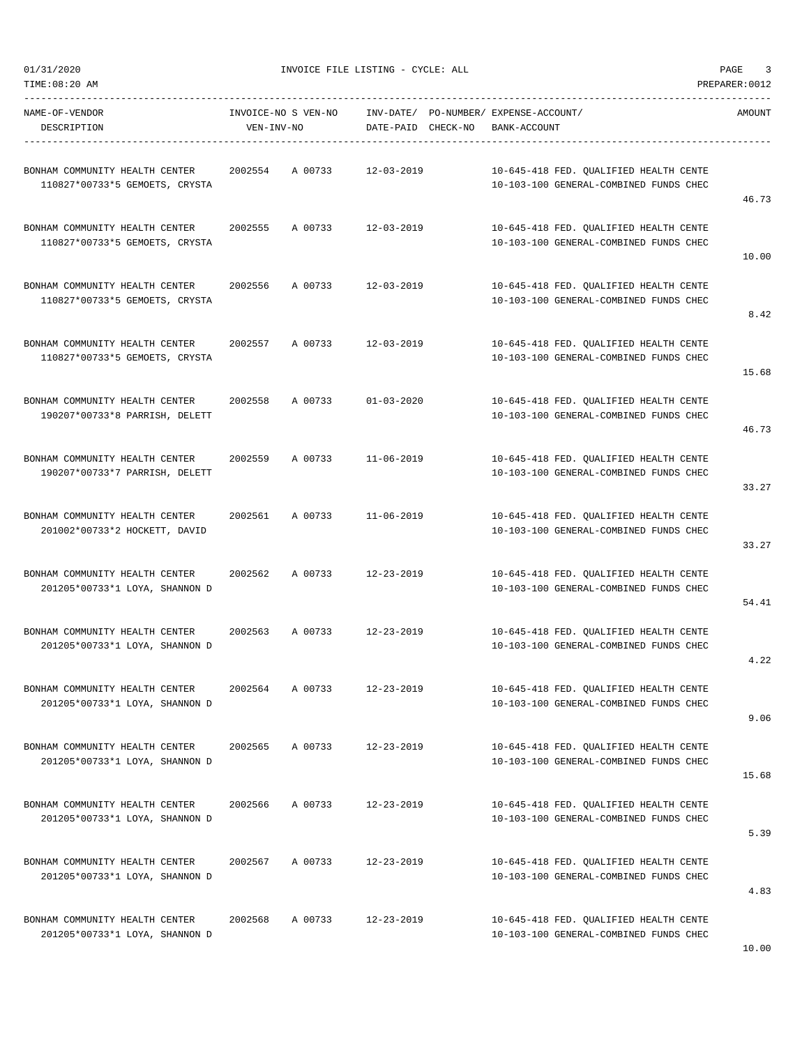01/31/2020 INVOICE FILE LISTING - CYCLE: ALL

TIME:08:20 AM PREPARER:0012

| NAME-OF-VENDOR DESCRIPTION | INVOICE-NO | S VEN-NO VEN-INV-NO | INV-DATE/ DATE-PAID | PO-NUMBER/ CHECK-NO | EXPENSE-ACCOUNT/ BANK-ACCOUNT | AMOUNT |
|---|---|---|---|---|---|---|
| BONHAM COMMUNITY HEALTH CENTER 110827*00733*5 GEMOETS, CRYSTA | 2002554 | A 00733 | 12-03-2019 | | 10-645-418 FED. QUALIFIED HEALTH CENTE 10-103-100 GENERAL-COMBINED FUNDS CHEC | 46.73 |
| BONHAM COMMUNITY HEALTH CENTER 110827*00733*5 GEMOETS, CRYSTA | 2002555 | A 00733 | 12-03-2019 | | 10-645-418 FED. QUALIFIED HEALTH CENTE 10-103-100 GENERAL-COMBINED FUNDS CHEC | 10.00 |
| BONHAM COMMUNITY HEALTH CENTER 110827*00733*5 GEMOETS, CRYSTA | 2002556 | A 00733 | 12-03-2019 | | 10-645-418 FED. QUALIFIED HEALTH CENTE 10-103-100 GENERAL-COMBINED FUNDS CHEC | 8.42 |
| BONHAM COMMUNITY HEALTH CENTER 110827*00733*5 GEMOETS, CRYSTA | 2002557 | A 00733 | 12-03-2019 | | 10-645-418 FED. QUALIFIED HEALTH CENTE 10-103-100 GENERAL-COMBINED FUNDS CHEC | 15.68 |
| BONHAM COMMUNITY HEALTH CENTER 190207*00733*8 PARRISH, DELETT | 2002558 | A 00733 | 01-03-2020 | | 10-645-418 FED. QUALIFIED HEALTH CENTE 10-103-100 GENERAL-COMBINED FUNDS CHEC | 46.73 |
| BONHAM COMMUNITY HEALTH CENTER 190207*00733*7 PARRISH, DELETT | 2002559 | A 00733 | 11-06-2019 | | 10-645-418 FED. QUALIFIED HEALTH CENTE 10-103-100 GENERAL-COMBINED FUNDS CHEC | 33.27 |
| BONHAM COMMUNITY HEALTH CENTER 201002*00733*2 HOCKETT, DAVID | 2002561 | A 00733 | 11-06-2019 | | 10-645-418 FED. QUALIFIED HEALTH CENTE 10-103-100 GENERAL-COMBINED FUNDS CHEC | 33.27 |
| BONHAM COMMUNITY HEALTH CENTER 201205*00733*1 LOYA, SHANNON D | 2002562 | A 00733 | 12-23-2019 | | 10-645-418 FED. QUALIFIED HEALTH CENTE 10-103-100 GENERAL-COMBINED FUNDS CHEC | 54.41 |
| BONHAM COMMUNITY HEALTH CENTER 201205*00733*1 LOYA, SHANNON D | 2002563 | A 00733 | 12-23-2019 | | 10-645-418 FED. QUALIFIED HEALTH CENTE 10-103-100 GENERAL-COMBINED FUNDS CHEC | 4.22 |
| BONHAM COMMUNITY HEALTH CENTER 201205*00733*1 LOYA, SHANNON D | 2002564 | A 00733 | 12-23-2019 | | 10-645-418 FED. QUALIFIED HEALTH CENTE 10-103-100 GENERAL-COMBINED FUNDS CHEC | 9.06 |
| BONHAM COMMUNITY HEALTH CENTER 201205*00733*1 LOYA, SHANNON D | 2002565 | A 00733 | 12-23-2019 | | 10-645-418 FED. QUALIFIED HEALTH CENTE 10-103-100 GENERAL-COMBINED FUNDS CHEC | 15.68 |
| BONHAM COMMUNITY HEALTH CENTER 201205*00733*1 LOYA, SHANNON D | 2002566 | A 00733 | 12-23-2019 | | 10-645-418 FED. QUALIFIED HEALTH CENTE 10-103-100 GENERAL-COMBINED FUNDS CHEC | 5.39 |
| BONHAM COMMUNITY HEALTH CENTER 201205*00733*1 LOYA, SHANNON D | 2002567 | A 00733 | 12-23-2019 | | 10-645-418 FED. QUALIFIED HEALTH CENTE 10-103-100 GENERAL-COMBINED FUNDS CHEC | 4.83 |
| BONHAM COMMUNITY HEALTH CENTER 201205*00733*1 LOYA, SHANNON D | 2002568 | A 00733 | 12-23-2019 | | 10-645-418 FED. QUALIFIED HEALTH CENTE 10-103-100 GENERAL-COMBINED FUNDS CHEC | 10.00 |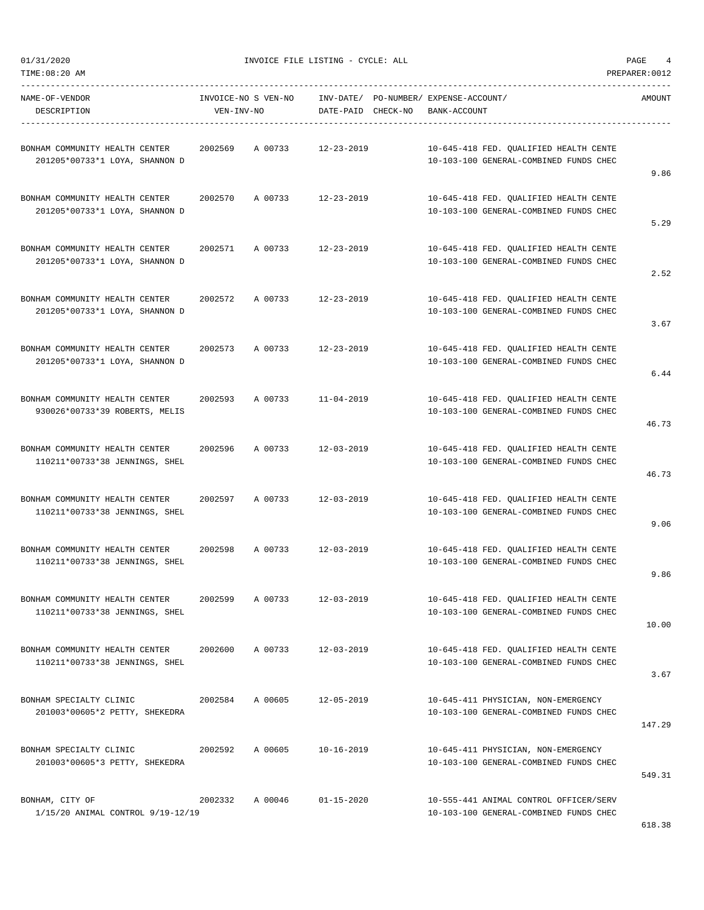01/31/2020 INVOICE FILE LISTING - CYCLE: ALL

TIME:08:20 AM PREPARER:0012

| NAME-OF-VENDOR / DESCRIPTION | INVOICE-NO / VEN-INV-NO | S VEN-NO | INV-DATE/ DATE-PAID | PO-NUMBER/ CHECK-NO | EXPENSE-ACCOUNT/ BANK-ACCOUNT | AMOUNT |
|---|---|---|---|---|---|---|
| BONHAM COMMUNITY HEALTH CENTER<br>201205*00733*1 LOYA, SHANNON D | 2002569 | A 00733 | 12-23-2019 | | 10-645-418 FED. QUALIFIED HEALTH CENTE<br>10-103-100 GENERAL-COMBINED FUNDS CHEC | 9.86 |
| BONHAM COMMUNITY HEALTH CENTER<br>201205*00733*1 LOYA, SHANNON D | 2002570 | A 00733 | 12-23-2019 | | 10-645-418 FED. QUALIFIED HEALTH CENTE<br>10-103-100 GENERAL-COMBINED FUNDS CHEC | 5.29 |
| BONHAM COMMUNITY HEALTH CENTER<br>201205*00733*1 LOYA, SHANNON D | 2002571 | A 00733 | 12-23-2019 | | 10-645-418 FED. QUALIFIED HEALTH CENTE<br>10-103-100 GENERAL-COMBINED FUNDS CHEC | 2.52 |
| BONHAM COMMUNITY HEALTH CENTER<br>201205*00733*1 LOYA, SHANNON D | 2002572 | A 00733 | 12-23-2019 | | 10-645-418 FED. QUALIFIED HEALTH CENTE<br>10-103-100 GENERAL-COMBINED FUNDS CHEC | 3.67 |
| BONHAM COMMUNITY HEALTH CENTER<br>201205*00733*1 LOYA, SHANNON D | 2002573 | A 00733 | 12-23-2019 | | 10-645-418 FED. QUALIFIED HEALTH CENTE<br>10-103-100 GENERAL-COMBINED FUNDS CHEC | 6.44 |
| BONHAM COMMUNITY HEALTH CENTER<br>930026*00733*39 ROBERTS, MELIS | 2002593 | A 00733 | 11-04-2019 | | 10-645-418 FED. QUALIFIED HEALTH CENTE<br>10-103-100 GENERAL-COMBINED FUNDS CHEC | 46.73 |
| BONHAM COMMUNITY HEALTH CENTER<br>110211*00733*38 JENNINGS, SHEL | 2002596 | A 00733 | 12-03-2019 | | 10-645-418 FED. QUALIFIED HEALTH CENTE<br>10-103-100 GENERAL-COMBINED FUNDS CHEC | 46.73 |
| BONHAM COMMUNITY HEALTH CENTER<br>110211*00733*38 JENNINGS, SHEL | 2002597 | A 00733 | 12-03-2019 | | 10-645-418 FED. QUALIFIED HEALTH CENTE<br>10-103-100 GENERAL-COMBINED FUNDS CHEC | 9.06 |
| BONHAM COMMUNITY HEALTH CENTER<br>110211*00733*38 JENNINGS, SHEL | 2002598 | A 00733 | 12-03-2019 | | 10-645-418 FED. QUALIFIED HEALTH CENTE<br>10-103-100 GENERAL-COMBINED FUNDS CHEC | 9.86 |
| BONHAM COMMUNITY HEALTH CENTER<br>110211*00733*38 JENNINGS, SHEL | 2002599 | A 00733 | 12-03-2019 | | 10-645-418 FED. QUALIFIED HEALTH CENTE<br>10-103-100 GENERAL-COMBINED FUNDS CHEC | 10.00 |
| BONHAM COMMUNITY HEALTH CENTER<br>110211*00733*38 JENNINGS, SHEL | 2002600 | A 00733 | 12-03-2019 | | 10-645-418 FED. QUALIFIED HEALTH CENTE<br>10-103-100 GENERAL-COMBINED FUNDS CHEC | 3.67 |
| BONHAM SPECIALTY CLINIC<br>201003*00605*2 PETTY, SHEKEDRA | 2002584 | A 00605 | 12-05-2019 | | 10-645-411 PHYSICIAN, NON-EMERGENCY<br>10-103-100 GENERAL-COMBINED FUNDS CHEC | 147.29 |
| BONHAM SPECIALTY CLINIC<br>201003*00605*3 PETTY, SHEKEDRA | 2002592 | A 00605 | 10-16-2019 | | 10-645-411 PHYSICIAN, NON-EMERGENCY<br>10-103-100 GENERAL-COMBINED FUNDS CHEC | 549.31 |
| BONHAM, CITY OF<br>1/15/20 ANIMAL CONTROL 9/19-12/19 | 2002332 | A 00046 | 01-15-2020 | | 10-555-441 ANIMAL CONTROL OFFICER/SERV<br>10-103-100 GENERAL-COMBINED FUNDS CHEC | 618.38 |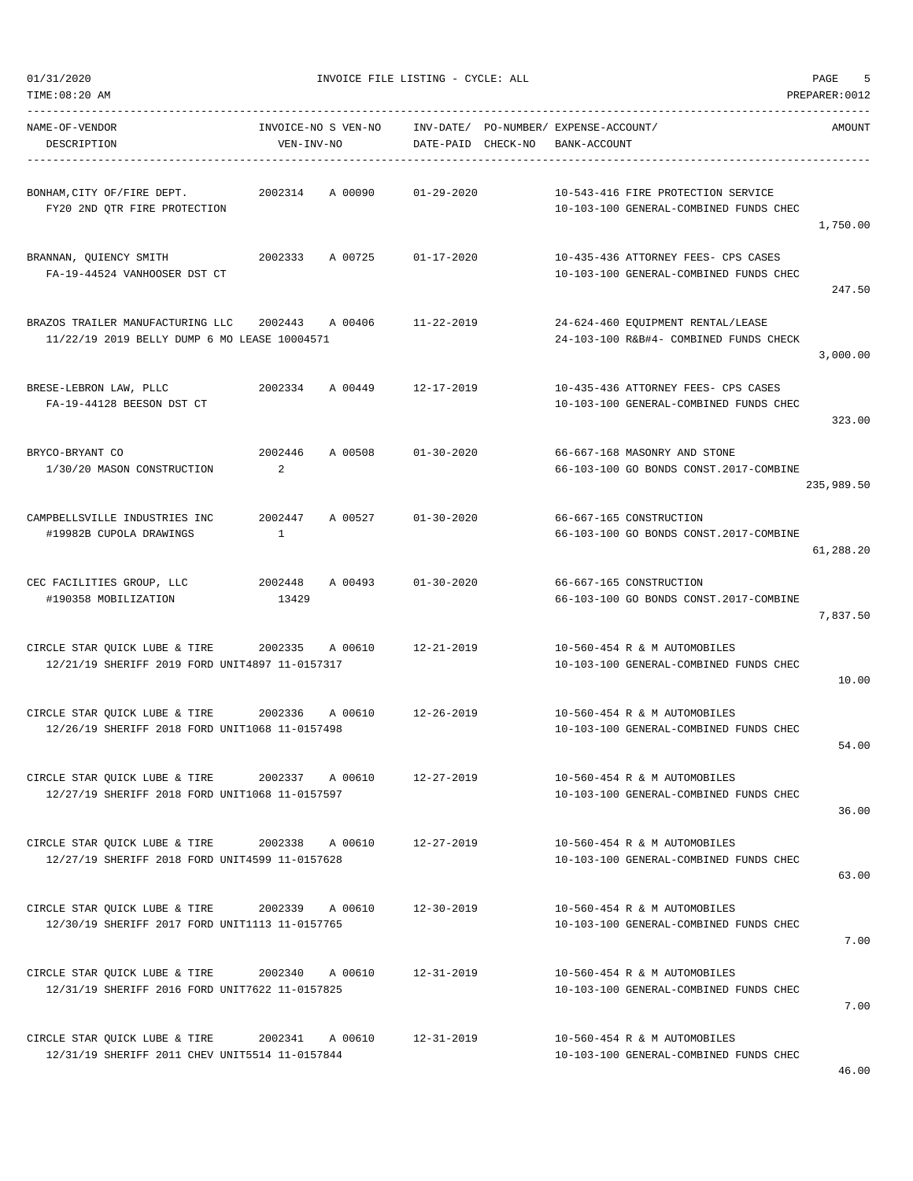01/31/2020 INVOICE FILE LISTING - CYCLE: ALL
TIME:08:20 AM PREPARER:0012

| NAME-OF-VENDOR / DESCRIPTION | INVOICE-NO / VEN-INV-NO | S VEN-NO | INV-DATE/ DATE-PAID | PO-NUMBER/ CHECK-NO | EXPENSE-ACCOUNT/ BANK-ACCOUNT | AMOUNT |
|---|---|---|---|---|---|---|
| BONHAM,CITY OF/FIRE DEPT.<br>FY20 2ND QTR FIRE PROTECTION | 2002314 | A 00090 | 01-29-2020 | | 10-543-416 FIRE PROTECTION SERVICE<br>10-103-100 GENERAL-COMBINED FUNDS CHEC | 1,750.00 |
| BRANNAN, QUIENCY SMITH<br>FA-19-44524 VANHOOSER DST CT | 2002333 | A 00725 | 01-17-2020 | | 10-435-436 ATTORNEY FEES- CPS CASES<br>10-103-100 GENERAL-COMBINED FUNDS CHEC | 247.50 |
| BRAZOS TRAILER MANUFACTURING LLC<br>11/22/19 2019 BELLY DUMP 6 MO LEASE 10004571 | 2002443 | A 00406 | 11-22-2019 | | 24-624-460 EQUIPMENT RENTAL/LEASE<br>24-103-100 R&B#4- COMBINED FUNDS CHECK | 3,000.00 |
| BRESE-LEBRON LAW, PLLC<br>FA-19-44128 BEESON DST CT | 2002334 | A 00449 | 12-17-2019 | | 10-435-436 ATTORNEY FEES- CPS CASES<br>10-103-100 GENERAL-COMBINED FUNDS CHEC | 323.00 |
| BRYCO-BRYANT CO<br>1/30/20 MASON CONSTRUCTION | 2002446<br>2 | A 00508 | 01-30-2020 | | 66-667-168 MASONRY AND STONE<br>66-103-100 GO BONDS CONST.2017-COMBINE | 235,989.50 |
| CAMPBELLSVILLE INDUSTRIES INC<br>#19982B CUPOLA DRAWINGS | 2002447<br>1 | A 00527 | 01-30-2020 | | 66-667-165 CONSTRUCTION<br>66-103-100 GO BONDS CONST.2017-COMBINE | 61,288.20 |
| CEC FACILITIES GROUP, LLC<br>#190358 MOBILIZATION | 2002448<br>13429 | A 00493 | 01-30-2020 | | 66-667-165 CONSTRUCTION<br>66-103-100 GO BONDS CONST.2017-COMBINE | 7,837.50 |
| CIRCLE STAR QUICK LUBE & TIRE<br>12/21/19 SHERIFF 2019 FORD UNIT4897 11-0157317 | 2002335 | A 00610 | 12-21-2019 | | 10-560-454 R & M AUTOMOBILES<br>10-103-100 GENERAL-COMBINED FUNDS CHEC | 10.00 |
| CIRCLE STAR QUICK LUBE & TIRE<br>12/26/19 SHERIFF 2018 FORD UNIT1068 11-0157498 | 2002336 | A 00610 | 12-26-2019 | | 10-560-454 R & M AUTOMOBILES<br>10-103-100 GENERAL-COMBINED FUNDS CHEC | 54.00 |
| CIRCLE STAR QUICK LUBE & TIRE<br>12/27/19 SHERIFF 2018 FORD UNIT1068 11-0157597 | 2002337 | A 00610 | 12-27-2019 | | 10-560-454 R & M AUTOMOBILES<br>10-103-100 GENERAL-COMBINED FUNDS CHEC | 36.00 |
| CIRCLE STAR QUICK LUBE & TIRE<br>12/27/19 SHERIFF 2018 FORD UNIT4599 11-0157628 | 2002338 | A 00610 | 12-27-2019 | | 10-560-454 R & M AUTOMOBILES<br>10-103-100 GENERAL-COMBINED FUNDS CHEC | 63.00 |
| CIRCLE STAR QUICK LUBE & TIRE<br>12/30/19 SHERIFF 2017 FORD UNIT1113 11-0157765 | 2002339 | A 00610 | 12-30-2019 | | 10-560-454 R & M AUTOMOBILES<br>10-103-100 GENERAL-COMBINED FUNDS CHEC | 7.00 |
| CIRCLE STAR QUICK LUBE & TIRE<br>12/31/19 SHERIFF 2016 FORD UNIT7622 11-0157825 | 2002340 | A 00610 | 12-31-2019 | | 10-560-454 R & M AUTOMOBILES<br>10-103-100 GENERAL-COMBINED FUNDS CHEC | 7.00 |
| CIRCLE STAR QUICK LUBE & TIRE<br>12/31/19 SHERIFF 2011 CHEV UNIT5514 11-0157844 | 2002341 | A 00610 | 12-31-2019 | | 10-560-454 R & M AUTOMOBILES<br>10-103-100 GENERAL-COMBINED FUNDS CHEC | 46.00 |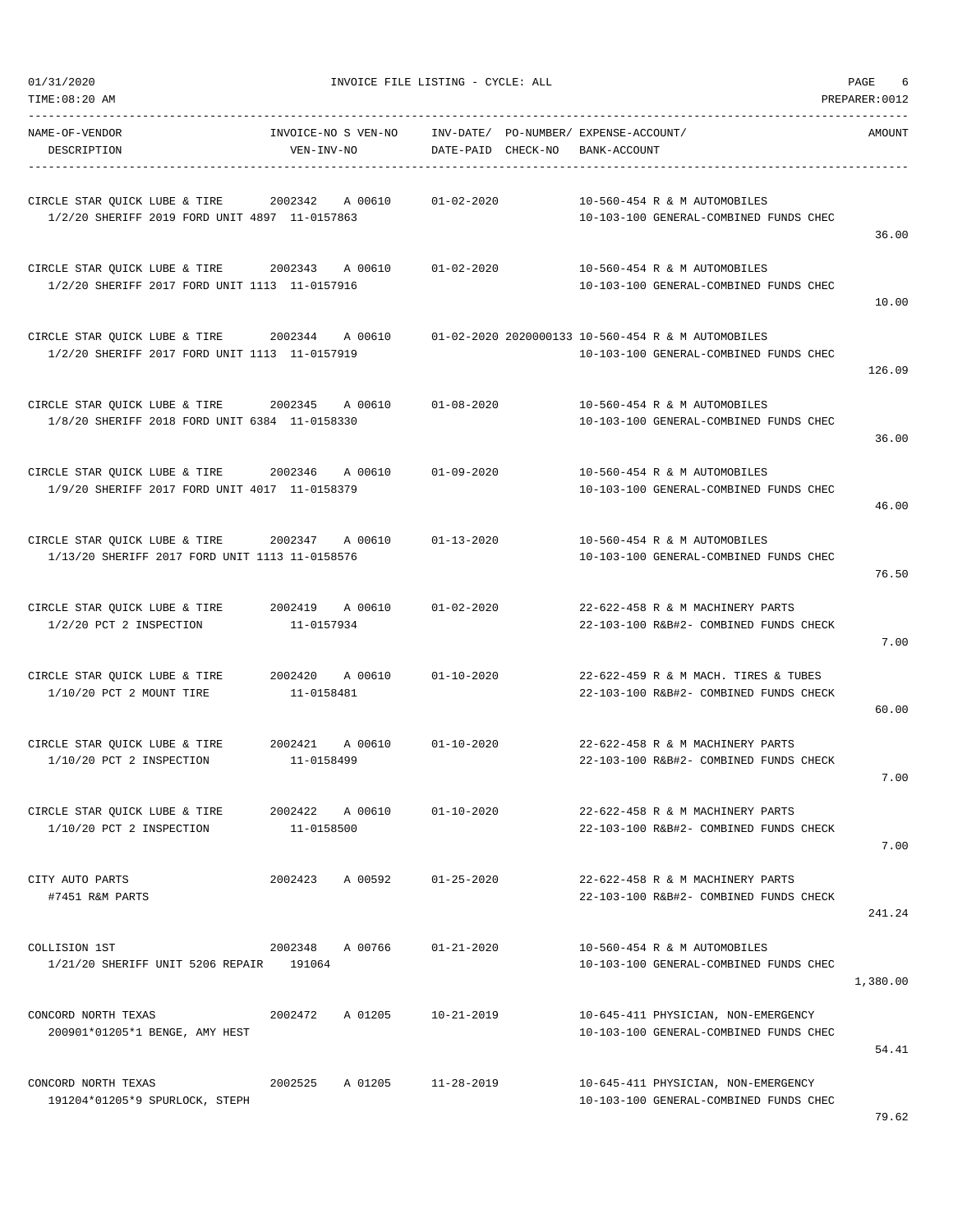01/31/2020 INVOICE FILE LISTING - CYCLE: ALL

TIME:08:20 AM PREPARER:0012

| NAME-OF-VENDOR / DESCRIPTION | INVOICE-NO S VEN-NO / VEN-INV-NO | INV-DATE/ DATE-PAID | PO-NUMBER/ CHECK-NO | EXPENSE-ACCOUNT/ BANK-ACCOUNT | AMOUNT |
|---|---|---|---|---|---|
| CIRCLE STAR QUICK LUBE & TIRE<br>1/2/20 SHERIFF 2019 FORD UNIT 4897 | 2002342 A 00610<br>11-0157863 | 01-02-2020 | | 10-560-454 R & M AUTOMOBILES<br>10-103-100 GENERAL-COMBINED FUNDS CHEC | 36.00 |
| CIRCLE STAR QUICK LUBE & TIRE<br>1/2/20 SHERIFF 2017 FORD UNIT 1113 | 2002343 A 00610<br>11-0157916 | 01-02-2020 | | 10-560-454 R & M AUTOMOBILES<br>10-103-100 GENERAL-COMBINED FUNDS CHEC | 10.00 |
| CIRCLE STAR QUICK LUBE & TIRE<br>1/2/20 SHERIFF 2017 FORD UNIT 1113 | 2002344 A 00610<br>11-0157919 | 01-02-2020 | 2020000133 | 10-560-454 R & M AUTOMOBILES<br>10-103-100 GENERAL-COMBINED FUNDS CHEC | 126.09 |
| CIRCLE STAR QUICK LUBE & TIRE<br>1/8/20 SHERIFF 2018 FORD UNIT 6384 | 2002345 A 00610<br>11-0158330 | 01-08-2020 | | 10-560-454 R & M AUTOMOBILES<br>10-103-100 GENERAL-COMBINED FUNDS CHEC | 36.00 |
| CIRCLE STAR QUICK LUBE & TIRE<br>1/9/20 SHERIFF 2017 FORD UNIT 4017 | 2002346 A 00610<br>11-0158379 | 01-09-2020 | | 10-560-454 R & M AUTOMOBILES<br>10-103-100 GENERAL-COMBINED FUNDS CHEC | 46.00 |
| CIRCLE STAR QUICK LUBE & TIRE<br>1/13/20 SHERIFF 2017 FORD UNIT 1113 | 2002347 A 00610<br>11-0158576 | 01-13-2020 | | 10-560-454 R & M AUTOMOBILES<br>10-103-100 GENERAL-COMBINED FUNDS CHEC | 76.50 |
| CIRCLE STAR QUICK LUBE & TIRE<br>1/2/20 PCT 2 INSPECTION | 2002419 A 00610<br>11-0157934 | 01-02-2020 | | 22-622-458 R & M MACHINERY PARTS<br>22-103-100 R&B#2- COMBINED FUNDS CHECK | 7.00 |
| CIRCLE STAR QUICK LUBE & TIRE<br>1/10/20 PCT 2 MOUNT TIRE | 2002420 A 00610<br>11-0158481 | 01-10-2020 | | 22-622-459 R & M MACH. TIRES & TUBES<br>22-103-100 R&B#2- COMBINED FUNDS CHECK | 60.00 |
| CIRCLE STAR QUICK LUBE & TIRE<br>1/10/20 PCT 2 INSPECTION | 2002421 A 00610<br>11-0158499 | 01-10-2020 | | 22-622-458 R & M MACHINERY PARTS<br>22-103-100 R&B#2- COMBINED FUNDS CHECK | 7.00 |
| CIRCLE STAR QUICK LUBE & TIRE<br>1/10/20 PCT 2 INSPECTION | 2002422 A 00610<br>11-0158500 | 01-10-2020 | | 22-622-458 R & M MACHINERY PARTS<br>22-103-100 R&B#2- COMBINED FUNDS CHECK | 7.00 |
| CITY AUTO PARTS<br>#7451 R&M PARTS | 2002423 A 00592 | 01-25-2020 | | 22-622-458 R & M MACHINERY PARTS<br>22-103-100 R&B#2- COMBINED FUNDS CHECK | 241.24 |
| COLLISION 1ST<br>1/21/20 SHERIFF UNIT 5206 REPAIR | 2002348 A 00766<br>191064 | 01-21-2020 | | 10-560-454 R & M AUTOMOBILES<br>10-103-100 GENERAL-COMBINED FUNDS CHEC | 1,380.00 |
| CONCORD NORTH TEXAS<br>200901*01205*1 BENGE, AMY HEST | 2002472 A 01205 | 10-21-2019 | | 10-645-411 PHYSICIAN, NON-EMERGENCY<br>10-103-100 GENERAL-COMBINED FUNDS CHEC | 54.41 |
| CONCORD NORTH TEXAS<br>191204*01205*9 SPURLOCK, STEPH | 2002525 A 01205 | 11-28-2019 | | 10-645-411 PHYSICIAN, NON-EMERGENCY<br>10-103-100 GENERAL-COMBINED FUNDS CHEC | 79.62 |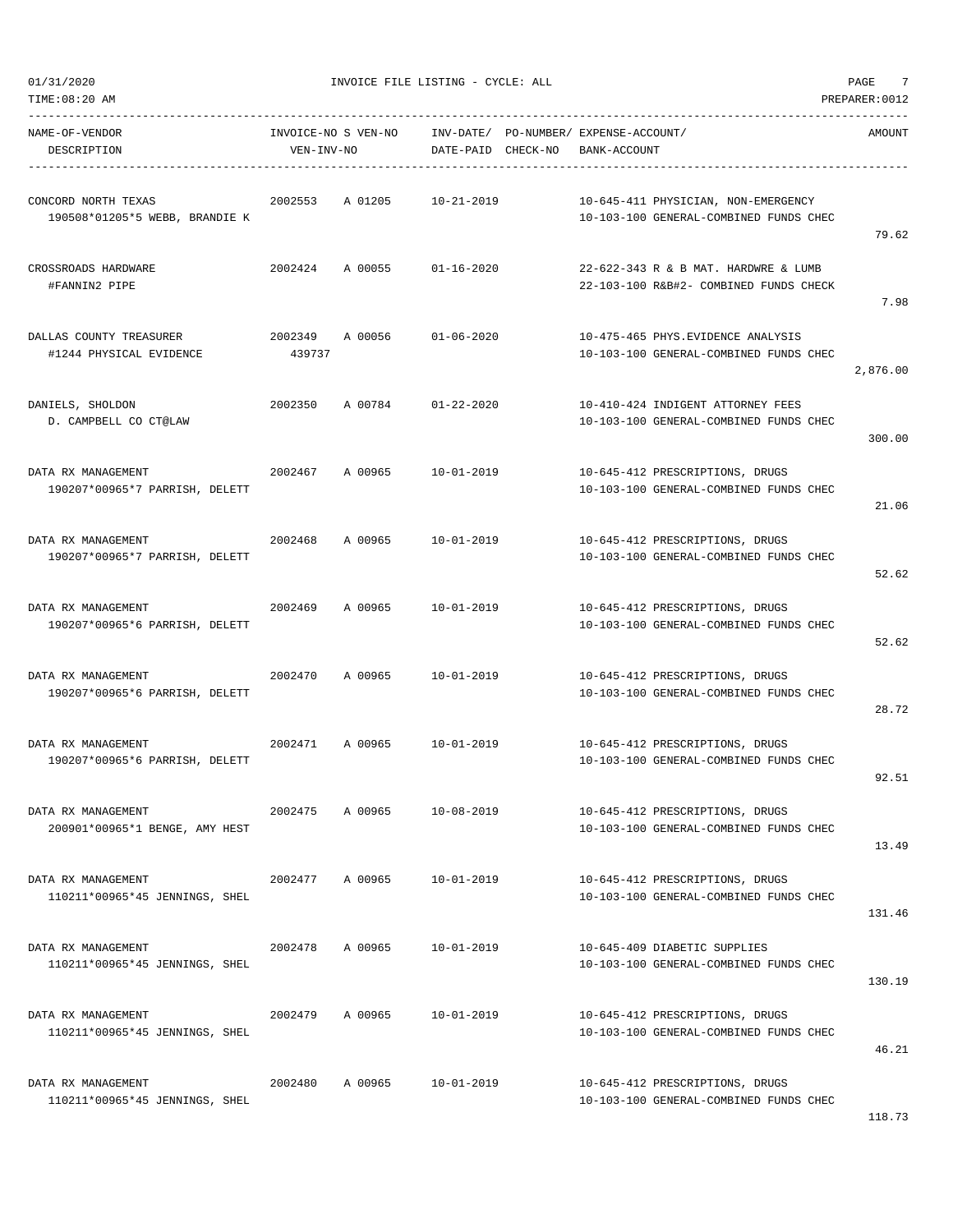01/31/2020 INVOICE FILE LISTING - CYCLE: ALL

TIME:08:20 AM PREPARER:0012

| NAME-OF-VENDOR / DESCRIPTION | INVOICE-NO / VEN-INV-NO | S | VEN-NO | INV-DATE/ DATE-PAID | PO-NUMBER/ CHECK-NO | EXPENSE-ACCOUNT/ BANK-ACCOUNT | AMOUNT |
|---|---|---|---|---|---|---|---|
| CONCORD NORTH TEXAS<br>190508*01205*5 WEBB, BRANDIE K | 2002553 | A | 01205 | 10-21-2019 | | 10-645-411 PHYSICIAN, NON-EMERGENCY<br>10-103-100 GENERAL-COMBINED FUNDS CHEC | 79.62 |
| CROSSROADS HARDWARE<br>#FANNIN2 PIPE | 2002424 | A | 00055 | 01-16-2020 | | 22-622-343 R & B MAT. HARDWRE & LUMB<br>22-103-100 R&B#2- COMBINED FUNDS CHECK | 7.98 |
| DALLAS COUNTY TREASURER<br>#1244 PHYSICAL EVIDENCE | 2002349<br>439737 | A | 00056 | 01-06-2020 | | 10-475-465 PHYS.EVIDENCE ANALYSIS<br>10-103-100 GENERAL-COMBINED FUNDS CHEC | 2,876.00 |
| DANIELS, SHOLDON<br>D. CAMPBELL CO CT@LAW | 2002350 | A | 00784 | 01-22-2020 | | 10-410-424 INDIGENT ATTORNEY FEES<br>10-103-100 GENERAL-COMBINED FUNDS CHEC | 300.00 |
| DATA RX MANAGEMENT<br>190207*00965*7 PARRISH, DELETT | 2002467 | A | 00965 | 10-01-2019 | | 10-645-412 PRESCRIPTIONS, DRUGS<br>10-103-100 GENERAL-COMBINED FUNDS CHEC | 21.06 |
| DATA RX MANAGEMENT<br>190207*00965*7 PARRISH, DELETT | 2002468 | A | 00965 | 10-01-2019 | | 10-645-412 PRESCRIPTIONS, DRUGS<br>10-103-100 GENERAL-COMBINED FUNDS CHEC | 52.62 |
| DATA RX MANAGEMENT<br>190207*00965*6 PARRISH, DELETT | 2002469 | A | 00965 | 10-01-2019 | | 10-645-412 PRESCRIPTIONS, DRUGS<br>10-103-100 GENERAL-COMBINED FUNDS CHEC | 52.62 |
| DATA RX MANAGEMENT<br>190207*00965*6 PARRISH, DELETT | 2002470 | A | 00965 | 10-01-2019 | | 10-645-412 PRESCRIPTIONS, DRUGS<br>10-103-100 GENERAL-COMBINED FUNDS CHEC | 28.72 |
| DATA RX MANAGEMENT<br>190207*00965*6 PARRISH, DELETT | 2002471 | A | 00965 | 10-01-2019 | | 10-645-412 PRESCRIPTIONS, DRUGS<br>10-103-100 GENERAL-COMBINED FUNDS CHEC | 92.51 |
| DATA RX MANAGEMENT<br>200901*00965*1 BENGE, AMY HEST | 2002475 | A | 00965 | 10-08-2019 | | 10-645-412 PRESCRIPTIONS, DRUGS<br>10-103-100 GENERAL-COMBINED FUNDS CHEC | 13.49 |
| DATA RX MANAGEMENT<br>110211*00965*45 JENNINGS, SHEL | 2002477 | A | 00965 | 10-01-2019 | | 10-645-412 PRESCRIPTIONS, DRUGS<br>10-103-100 GENERAL-COMBINED FUNDS CHEC | 131.46 |
| DATA RX MANAGEMENT<br>110211*00965*45 JENNINGS, SHEL | 2002478 | A | 00965 | 10-01-2019 | | 10-645-409 DIABETIC SUPPLIES<br>10-103-100 GENERAL-COMBINED FUNDS CHEC | 130.19 |
| DATA RX MANAGEMENT<br>110211*00965*45 JENNINGS, SHEL | 2002479 | A | 00965 | 10-01-2019 | | 10-645-412 PRESCRIPTIONS, DRUGS<br>10-103-100 GENERAL-COMBINED FUNDS CHEC | 46.21 |
| DATA RX MANAGEMENT<br>110211*00965*45 JENNINGS, SHEL | 2002480 | A | 00965 | 10-01-2019 | | 10-645-412 PRESCRIPTIONS, DRUGS<br>10-103-100 GENERAL-COMBINED FUNDS CHEC | 118.73 |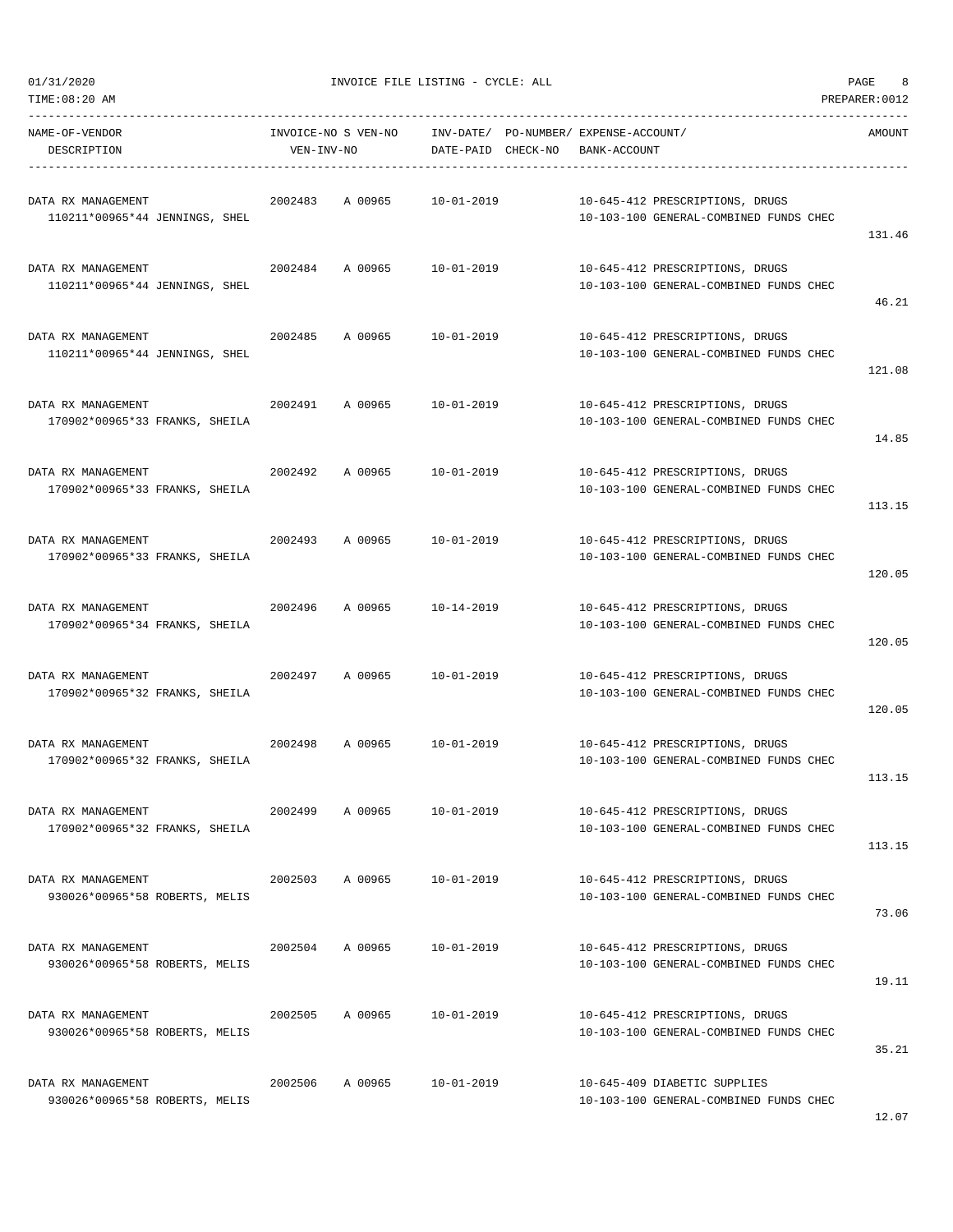01/31/2020 INVOICE FILE LISTING - CYCLE: ALL
TIME:08:20 AM PREPARER:0012

| NAME-OF-VENDOR / DESCRIPTION | INVOICE-NO S VEN-NO / VEN-INV-NO | INV-DATE/ DATE-PAID | PO-NUMBER/ CHECK-NO | EXPENSE-ACCOUNT/ BANK-ACCOUNT | AMOUNT |
|---|---|---|---|---|---|
| DATA RX MANAGEMENT<br>110211*00965*44 JENNINGS, SHEL | 2002483 A 00965 | 10-01-2019 | | 10-645-412 PRESCRIPTIONS, DRUGS<br>10-103-100 GENERAL-COMBINED FUNDS CHEC | 131.46 |
| DATA RX MANAGEMENT<br>110211*00965*44 JENNINGS, SHEL | 2002484 A 00965 | 10-01-2019 | | 10-645-412 PRESCRIPTIONS, DRUGS<br>10-103-100 GENERAL-COMBINED FUNDS CHEC | 46.21 |
| DATA RX MANAGEMENT<br>110211*00965*44 JENNINGS, SHEL | 2002485 A 00965 | 10-01-2019 | | 10-645-412 PRESCRIPTIONS, DRUGS<br>10-103-100 GENERAL-COMBINED FUNDS CHEC | 121.08 |
| DATA RX MANAGEMENT<br>170902*00965*33 FRANKS, SHEILA | 2002491 A 00965 | 10-01-2019 | | 10-645-412 PRESCRIPTIONS, DRUGS<br>10-103-100 GENERAL-COMBINED FUNDS CHEC | 14.85 |
| DATA RX MANAGEMENT<br>170902*00965*33 FRANKS, SHEILA | 2002492 A 00965 | 10-01-2019 | | 10-645-412 PRESCRIPTIONS, DRUGS<br>10-103-100 GENERAL-COMBINED FUNDS CHEC | 113.15 |
| DATA RX MANAGEMENT<br>170902*00965*33 FRANKS, SHEILA | 2002493 A 00965 | 10-01-2019 | | 10-645-412 PRESCRIPTIONS, DRUGS<br>10-103-100 GENERAL-COMBINED FUNDS CHEC | 120.05 |
| DATA RX MANAGEMENT<br>170902*00965*34 FRANKS, SHEILA | 2002496 A 00965 | 10-14-2019 | | 10-645-412 PRESCRIPTIONS, DRUGS<br>10-103-100 GENERAL-COMBINED FUNDS CHEC | 120.05 |
| DATA RX MANAGEMENT<br>170902*00965*32 FRANKS, SHEILA | 2002497 A 00965 | 10-01-2019 | | 10-645-412 PRESCRIPTIONS, DRUGS<br>10-103-100 GENERAL-COMBINED FUNDS CHEC | 120.05 |
| DATA RX MANAGEMENT<br>170902*00965*32 FRANKS, SHEILA | 2002498 A 00965 | 10-01-2019 | | 10-645-412 PRESCRIPTIONS, DRUGS<br>10-103-100 GENERAL-COMBINED FUNDS CHEC | 113.15 |
| DATA RX MANAGEMENT<br>170902*00965*32 FRANKS, SHEILA | 2002499 A 00965 | 10-01-2019 | | 10-645-412 PRESCRIPTIONS, DRUGS<br>10-103-100 GENERAL-COMBINED FUNDS CHEC | 113.15 |
| DATA RX MANAGEMENT<br>930026*00965*58 ROBERTS, MELIS | 2002503 A 00965 | 10-01-2019 | | 10-645-412 PRESCRIPTIONS, DRUGS<br>10-103-100 GENERAL-COMBINED FUNDS CHEC | 73.06 |
| DATA RX MANAGEMENT<br>930026*00965*58 ROBERTS, MELIS | 2002504 A 00965 | 10-01-2019 | | 10-645-412 PRESCRIPTIONS, DRUGS<br>10-103-100 GENERAL-COMBINED FUNDS CHEC | 19.11 |
| DATA RX MANAGEMENT<br>930026*00965*58 ROBERTS, MELIS | 2002505 A 00965 | 10-01-2019 | | 10-645-412 PRESCRIPTIONS, DRUGS<br>10-103-100 GENERAL-COMBINED FUNDS CHEC | 35.21 |
| DATA RX MANAGEMENT<br>930026*00965*58 ROBERTS, MELIS | 2002506 A 00965 | 10-01-2019 | | 10-645-409 DIABETIC SUPPLIES<br>10-103-100 GENERAL-COMBINED FUNDS CHEC | 12.07 |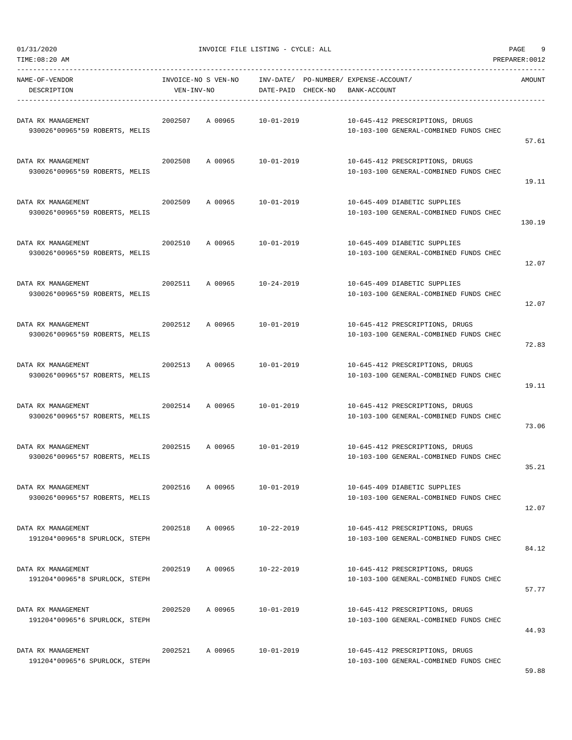01/31/2020 INVOICE FILE LISTING - CYCLE: ALL

TIME:08:20 AM PREPARER:0012

| NAME-OF-VENDOR / DESCRIPTION | INVOICE-NO | S | VEN-NO / VEN-INV-NO | INV-DATE/ DATE-PAID | PO-NUMBER/ CHECK-NO | EXPENSE-ACCOUNT/ BANK-ACCOUNT | AMOUNT |
|---|---|---|---|---|---|---|---|
| DATA RX MANAGEMENT<br>930026*00965*59 ROBERTS, MELIS | 2002507 | A | 00965 | 10-01-2019 | | 10-645-412 PRESCRIPTIONS, DRUGS<br>10-103-100 GENERAL-COMBINED FUNDS CHEC | 57.61 |
| DATA RX MANAGEMENT<br>930026*00965*59 ROBERTS, MELIS | 2002508 | A | 00965 | 10-01-2019 | | 10-645-412 PRESCRIPTIONS, DRUGS<br>10-103-100 GENERAL-COMBINED FUNDS CHEC | 19.11 |
| DATA RX MANAGEMENT<br>930026*00965*59 ROBERTS, MELIS | 2002509 | A | 00965 | 10-01-2019 | | 10-645-409 DIABETIC SUPPLIES<br>10-103-100 GENERAL-COMBINED FUNDS CHEC | 130.19 |
| DATA RX MANAGEMENT<br>930026*00965*59 ROBERTS, MELIS | 2002510 | A | 00965 | 10-01-2019 | | 10-645-409 DIABETIC SUPPLIES<br>10-103-100 GENERAL-COMBINED FUNDS CHEC | 12.07 |
| DATA RX MANAGEMENT<br>930026*00965*59 ROBERTS, MELIS | 2002511 | A | 00965 | 10-24-2019 | | 10-645-409 DIABETIC SUPPLIES<br>10-103-100 GENERAL-COMBINED FUNDS CHEC | 12.07 |
| DATA RX MANAGEMENT<br>930026*00965*59 ROBERTS, MELIS | 2002512 | A | 00965 | 10-01-2019 | | 10-645-412 PRESCRIPTIONS, DRUGS<br>10-103-100 GENERAL-COMBINED FUNDS CHEC | 72.83 |
| DATA RX MANAGEMENT<br>930026*00965*57 ROBERTS, MELIS | 2002513 | A | 00965 | 10-01-2019 | | 10-645-412 PRESCRIPTIONS, DRUGS<br>10-103-100 GENERAL-COMBINED FUNDS CHEC | 19.11 |
| DATA RX MANAGEMENT<br>930026*00965*57 ROBERTS, MELIS | 2002514 | A | 00965 | 10-01-2019 | | 10-645-412 PRESCRIPTIONS, DRUGS<br>10-103-100 GENERAL-COMBINED FUNDS CHEC | 73.06 |
| DATA RX MANAGEMENT<br>930026*00965*57 ROBERTS, MELIS | 2002515 | A | 00965 | 10-01-2019 | | 10-645-412 PRESCRIPTIONS, DRUGS<br>10-103-100 GENERAL-COMBINED FUNDS CHEC | 35.21 |
| DATA RX MANAGEMENT<br>930026*00965*57 ROBERTS, MELIS | 2002516 | A | 00965 | 10-01-2019 | | 10-645-409 DIABETIC SUPPLIES<br>10-103-100 GENERAL-COMBINED FUNDS CHEC | 12.07 |
| DATA RX MANAGEMENT<br>191204*00965*8 SPURLOCK, STEPH | 2002518 | A | 00965 | 10-22-2019 | | 10-645-412 PRESCRIPTIONS, DRUGS<br>10-103-100 GENERAL-COMBINED FUNDS CHEC | 84.12 |
| DATA RX MANAGEMENT<br>191204*00965*8 SPURLOCK, STEPH | 2002519 | A | 00965 | 10-22-2019 | | 10-645-412 PRESCRIPTIONS, DRUGS<br>10-103-100 GENERAL-COMBINED FUNDS CHEC | 57.77 |
| DATA RX MANAGEMENT<br>191204*00965*6 SPURLOCK, STEPH | 2002520 | A | 00965 | 10-01-2019 | | 10-645-412 PRESCRIPTIONS, DRUGS<br>10-103-100 GENERAL-COMBINED FUNDS CHEC | 44.93 |
| DATA RX MANAGEMENT<br>191204*00965*6 SPURLOCK, STEPH | 2002521 | A | 00965 | 10-01-2019 | | 10-645-412 PRESCRIPTIONS, DRUGS<br>10-103-100 GENERAL-COMBINED FUNDS CHEC | 59.88 |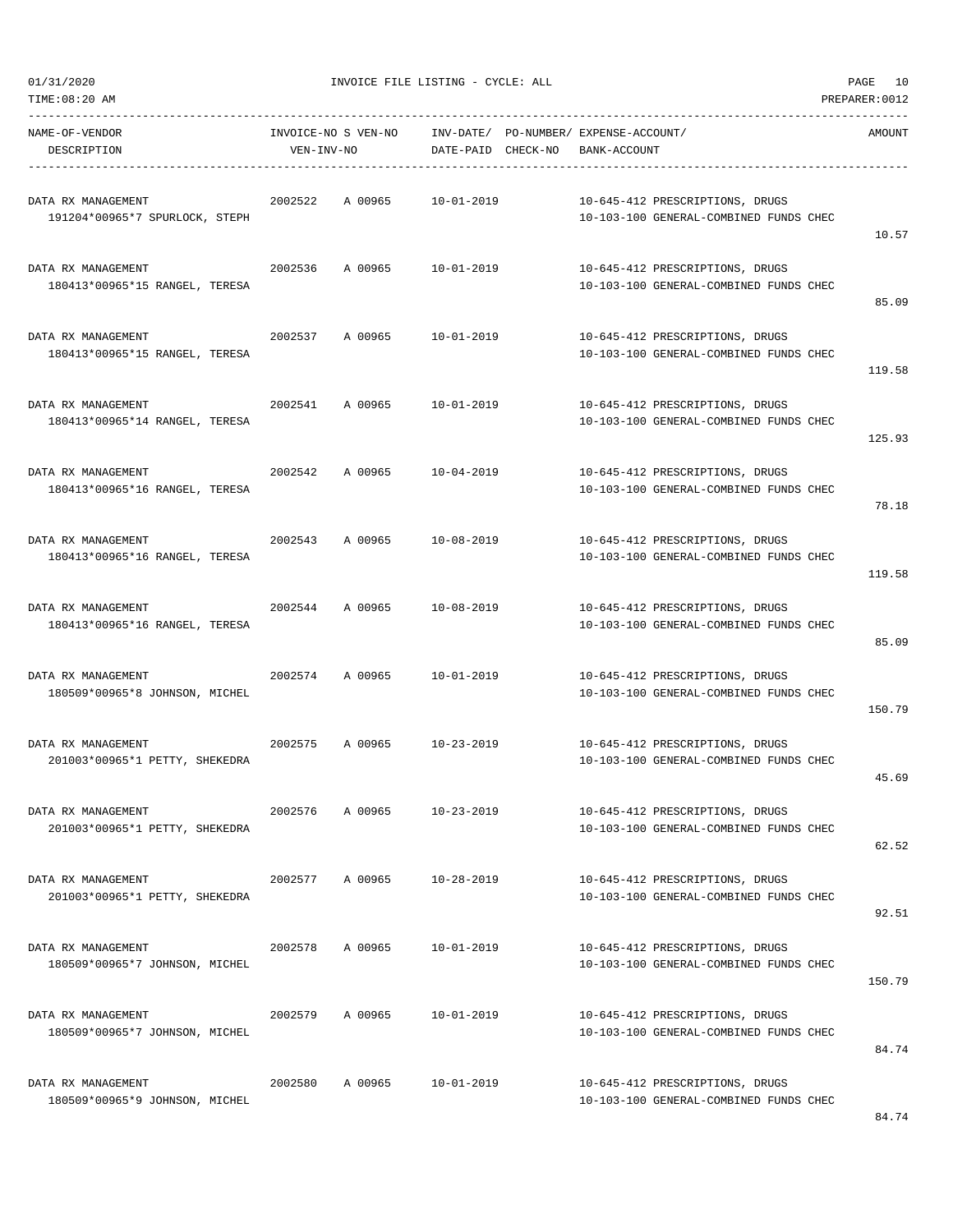01/31/2020 INVOICE FILE LISTING - CYCLE: ALL

TIME:08:20 AM PREPARER:0012

| NAME-OF-VENDOR / DESCRIPTION | INVOICE-NO | S VEN-NO / VEN-INV-NO | INV-DATE/ DATE-PAID | PO-NUMBER/ CHECK-NO | EXPENSE-ACCOUNT/ BANK-ACCOUNT | AMOUNT |
|---|---|---|---|---|---|---|
| DATA RX MANAGEMENT<br>191204*00965*7 SPURLOCK, STEPH | 2002522 | A 00965 | 10-01-2019 | | 10-645-412 PRESCRIPTIONS, DRUGS<br>10-103-100 GENERAL-COMBINED FUNDS CHEC | 10.57 |
| DATA RX MANAGEMENT<br>180413*00965*15 RANGEL, TERESA | 2002536 | A 00965 | 10-01-2019 | | 10-645-412 PRESCRIPTIONS, DRUGS<br>10-103-100 GENERAL-COMBINED FUNDS CHEC | 85.09 |
| DATA RX MANAGEMENT<br>180413*00965*15 RANGEL, TERESA | 2002537 | A 00965 | 10-01-2019 | | 10-645-412 PRESCRIPTIONS, DRUGS<br>10-103-100 GENERAL-COMBINED FUNDS CHEC | 119.58 |
| DATA RX MANAGEMENT<br>180413*00965*14 RANGEL, TERESA | 2002541 | A 00965 | 10-01-2019 | | 10-645-412 PRESCRIPTIONS, DRUGS<br>10-103-100 GENERAL-COMBINED FUNDS CHEC | 125.93 |
| DATA RX MANAGEMENT<br>180413*00965*16 RANGEL, TERESA | 2002542 | A 00965 | 10-04-2019 | | 10-645-412 PRESCRIPTIONS, DRUGS<br>10-103-100 GENERAL-COMBINED FUNDS CHEC | 78.18 |
| DATA RX MANAGEMENT<br>180413*00965*16 RANGEL, TERESA | 2002543 | A 00965 | 10-08-2019 | | 10-645-412 PRESCRIPTIONS, DRUGS<br>10-103-100 GENERAL-COMBINED FUNDS CHEC | 119.58 |
| DATA RX MANAGEMENT<br>180413*00965*16 RANGEL, TERESA | 2002544 | A 00965 | 10-08-2019 | | 10-645-412 PRESCRIPTIONS, DRUGS<br>10-103-100 GENERAL-COMBINED FUNDS CHEC | 85.09 |
| DATA RX MANAGEMENT<br>180509*00965*8 JOHNSON, MICHEL | 2002574 | A 00965 | 10-01-2019 | | 10-645-412 PRESCRIPTIONS, DRUGS<br>10-103-100 GENERAL-COMBINED FUNDS CHEC | 150.79 |
| DATA RX MANAGEMENT<br>201003*00965*1 PETTY, SHEKEDRA | 2002575 | A 00965 | 10-23-2019 | | 10-645-412 PRESCRIPTIONS, DRUGS<br>10-103-100 GENERAL-COMBINED FUNDS CHEC | 45.69 |
| DATA RX MANAGEMENT<br>201003*00965*1 PETTY, SHEKEDRA | 2002576 | A 00965 | 10-23-2019 | | 10-645-412 PRESCRIPTIONS, DRUGS<br>10-103-100 GENERAL-COMBINED FUNDS CHEC | 62.52 |
| DATA RX MANAGEMENT<br>201003*00965*1 PETTY, SHEKEDRA | 2002577 | A 00965 | 10-28-2019 | | 10-645-412 PRESCRIPTIONS, DRUGS<br>10-103-100 GENERAL-COMBINED FUNDS CHEC | 92.51 |
| DATA RX MANAGEMENT<br>180509*00965*7 JOHNSON, MICHEL | 2002578 | A 00965 | 10-01-2019 | | 10-645-412 PRESCRIPTIONS, DRUGS<br>10-103-100 GENERAL-COMBINED FUNDS CHEC | 150.79 |
| DATA RX MANAGEMENT<br>180509*00965*7 JOHNSON, MICHEL | 2002579 | A 00965 | 10-01-2019 | | 10-645-412 PRESCRIPTIONS, DRUGS<br>10-103-100 GENERAL-COMBINED FUNDS CHEC | 84.74 |
| DATA RX MANAGEMENT<br>180509*00965*9 JOHNSON, MICHEL | 2002580 | A 00965 | 10-01-2019 | | 10-645-412 PRESCRIPTIONS, DRUGS<br>10-103-100 GENERAL-COMBINED FUNDS CHEC | 84.74 |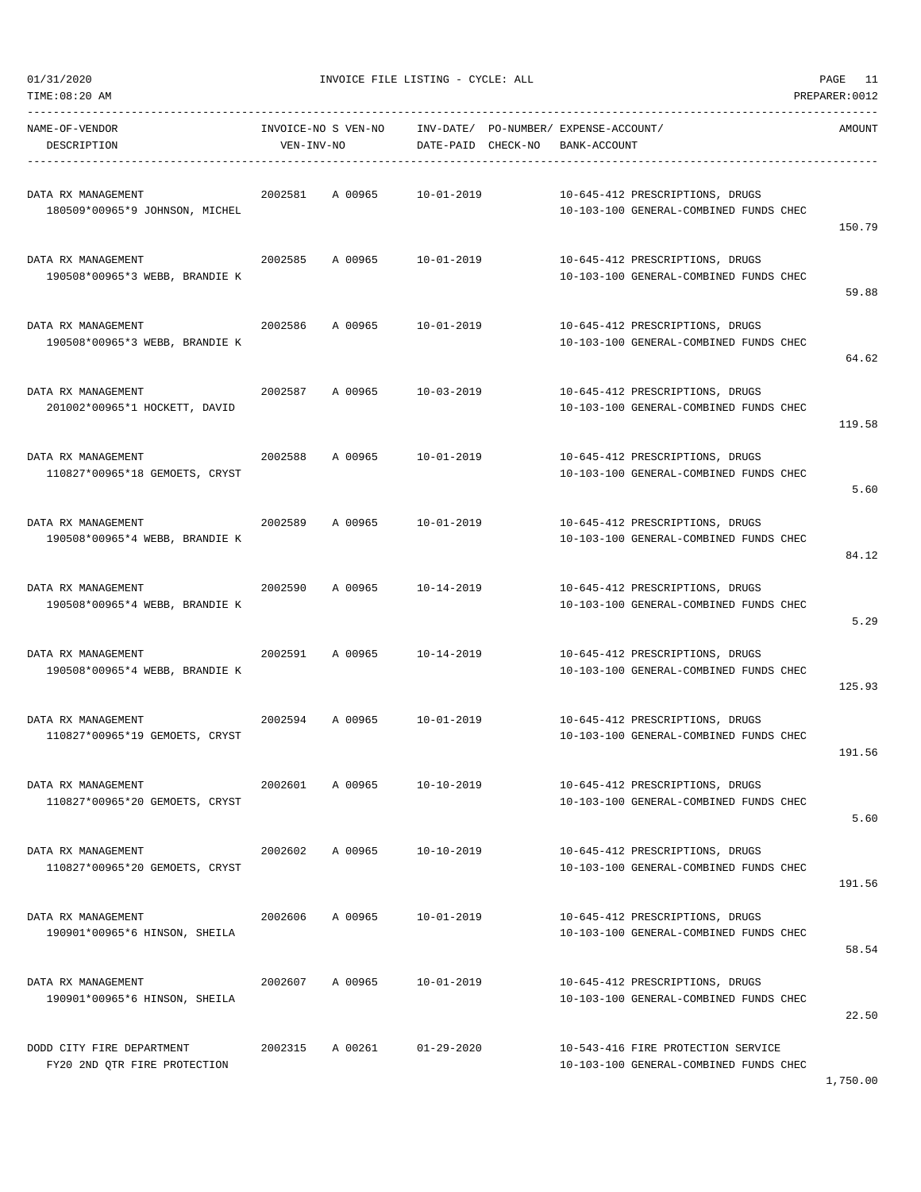01/31/2020 INVOICE FILE LISTING - CYCLE: ALL

TIME:08:20 AM PREPARER:0012

| NAME-OF-VENDOR DESCRIPTION | INVOICE-NO | S VEN-NO VEN-INV-NO | INV-DATE/ DATE-PAID | PO-NUMBER/ CHECK-NO | EXPENSE-ACCOUNT/ BANK-ACCOUNT | AMOUNT |
|---|---|---|---|---|---|---|
| DATA RX MANAGEMENT<br>180509*00965*9 JOHNSON, MICHEL | 2002581 | A 00965 | 10-01-2019 | | 10-645-412 PRESCRIPTIONS, DRUGS<br>10-103-100 GENERAL-COMBINED FUNDS CHEC | 150.79 |
| DATA RX MANAGEMENT<br>190508*00965*3 WEBB, BRANDIE K | 2002585 | A 00965 | 10-01-2019 | | 10-645-412 PRESCRIPTIONS, DRUGS<br>10-103-100 GENERAL-COMBINED FUNDS CHEC | 59.88 |
| DATA RX MANAGEMENT<br>190508*00965*3 WEBB, BRANDIE K | 2002586 | A 00965 | 10-01-2019 | | 10-645-412 PRESCRIPTIONS, DRUGS<br>10-103-100 GENERAL-COMBINED FUNDS CHEC | 64.62 |
| DATA RX MANAGEMENT<br>201002*00965*1 HOCKETT, DAVID | 2002587 | A 00965 | 10-03-2019 | | 10-645-412 PRESCRIPTIONS, DRUGS<br>10-103-100 GENERAL-COMBINED FUNDS CHEC | 119.58 |
| DATA RX MANAGEMENT<br>110827*00965*18 GEMOETS, CRYST | 2002588 | A 00965 | 10-01-2019 | | 10-645-412 PRESCRIPTIONS, DRUGS<br>10-103-100 GENERAL-COMBINED FUNDS CHEC | 5.60 |
| DATA RX MANAGEMENT<br>190508*00965*4 WEBB, BRANDIE K | 2002589 | A 00965 | 10-01-2019 | | 10-645-412 PRESCRIPTIONS, DRUGS<br>10-103-100 GENERAL-COMBINED FUNDS CHEC | 84.12 |
| DATA RX MANAGEMENT<br>190508*00965*4 WEBB, BRANDIE K | 2002590 | A 00965 | 10-14-2019 | | 10-645-412 PRESCRIPTIONS, DRUGS<br>10-103-100 GENERAL-COMBINED FUNDS CHEC | 5.29 |
| DATA RX MANAGEMENT<br>190508*00965*4 WEBB, BRANDIE K | 2002591 | A 00965 | 10-14-2019 | | 10-645-412 PRESCRIPTIONS, DRUGS<br>10-103-100 GENERAL-COMBINED FUNDS CHEC | 125.93 |
| DATA RX MANAGEMENT<br>110827*00965*19 GEMOETS, CRYST | 2002594 | A 00965 | 10-01-2019 | | 10-645-412 PRESCRIPTIONS, DRUGS<br>10-103-100 GENERAL-COMBINED FUNDS CHEC | 191.56 |
| DATA RX MANAGEMENT<br>110827*00965*20 GEMOETS, CRYST | 2002601 | A 00965 | 10-10-2019 | | 10-645-412 PRESCRIPTIONS, DRUGS<br>10-103-100 GENERAL-COMBINED FUNDS CHEC | 5.60 |
| DATA RX MANAGEMENT<br>110827*00965*20 GEMOETS, CRYST | 2002602 | A 00965 | 10-10-2019 | | 10-645-412 PRESCRIPTIONS, DRUGS<br>10-103-100 GENERAL-COMBINED FUNDS CHEC | 191.56 |
| DATA RX MANAGEMENT<br>190901*00965*6 HINSON, SHEILA | 2002606 | A 00965 | 10-01-2019 | | 10-645-412 PRESCRIPTIONS, DRUGS<br>10-103-100 GENERAL-COMBINED FUNDS CHEC | 58.54 |
| DATA RX MANAGEMENT<br>190901*00965*6 HINSON, SHEILA | 2002607 | A 00965 | 10-01-2019 | | 10-645-412 PRESCRIPTIONS, DRUGS<br>10-103-100 GENERAL-COMBINED FUNDS CHEC | 22.50 |
| DODD CITY FIRE DEPARTMENT<br>FY20 2ND QTR FIRE PROTECTION | 2002315 | A 00261 | 01-29-2020 | | 10-543-416 FIRE PROTECTION SERVICE<br>10-103-100 GENERAL-COMBINED FUNDS CHEC | 1,750.00 |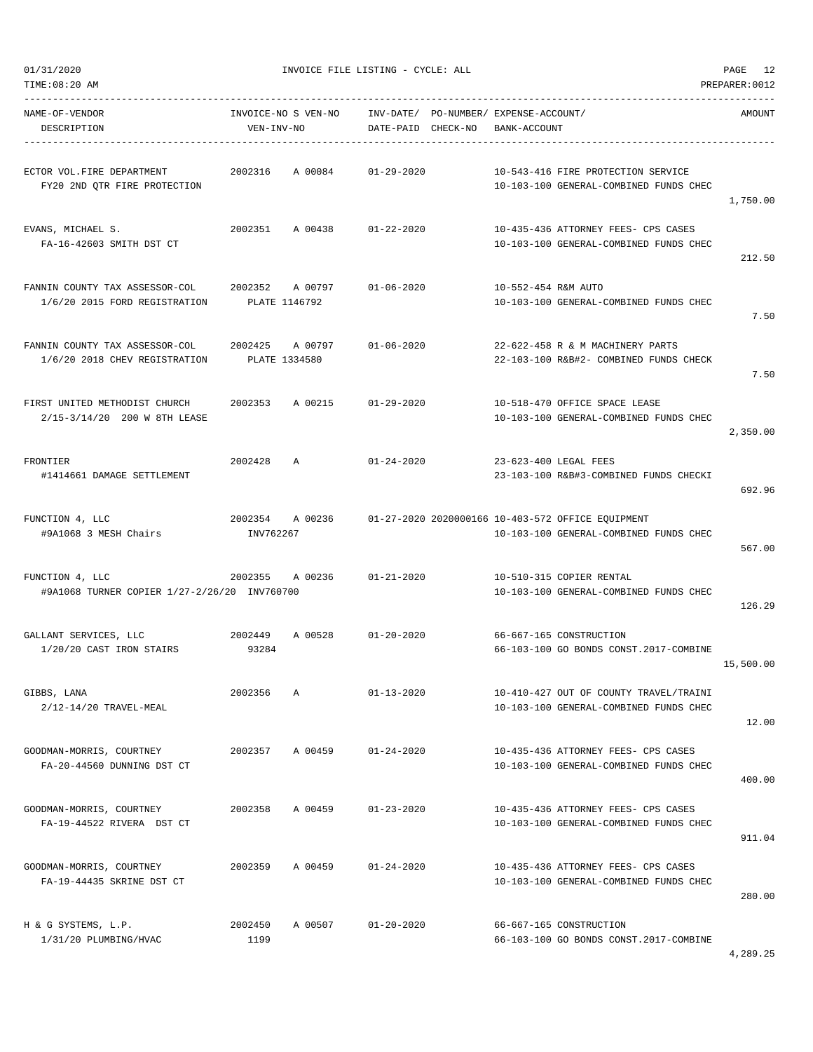# INVOICE FILE LISTING - CYCLE: ALL

01/31/2020
TIME:08:20 AM
PREPARER:0012

| NAME-OF-VENDOR / DESCRIPTION | INVOICE-NO / VEN-INV-NO | S | VEN-NO | INV-DATE/ DATE-PAID | PO-NUMBER/ CHECK-NO | EXPENSE-ACCOUNT/ BANK-ACCOUNT | AMOUNT |
|---|---|---|---|---|---|---|---|
| ECTOR VOL.FIRE DEPARTMENT<br>FY20 2ND QTR FIRE PROTECTION | 2002316 | A | 00084 | 01-29-2020 | | 10-543-416 FIRE PROTECTION SERVICE<br>10-103-100 GENERAL-COMBINED FUNDS CHEC | 1,750.00 |
| EVANS, MICHAEL S.<br>FA-16-42603 SMITH DST CT | 2002351 | A | 00438 | 01-22-2020 | | 10-435-436 ATTORNEY FEES- CPS CASES<br>10-103-100 GENERAL-COMBINED FUNDS CHEC | 212.50 |
| FANNIN COUNTY TAX ASSESSOR-COL<br>1/6/20 2015 FORD REGISTRATION | 2002352<br>PLATE 1146792 | A | 00797 | 01-06-2020 | | 10-552-454 R&M AUTO<br>10-103-100 GENERAL-COMBINED FUNDS CHEC | 7.50 |
| FANNIN COUNTY TAX ASSESSOR-COL<br>1/6/20 2018 CHEV REGISTRATION | 2002425<br>PLATE 1334580 | A | 00797 | 01-06-2020 | | 22-622-458 R & M MACHINERY PARTS<br>22-103-100 R&B#2- COMBINED FUNDS CHECK | 7.50 |
| FIRST UNITED METHODIST CHURCH<br>2/15-3/14/20 200 W 8TH LEASE | 2002353 | A | 00215 | 01-29-2020 | | 10-518-470 OFFICE SPACE LEASE<br>10-103-100 GENERAL-COMBINED FUNDS CHEC | 2,350.00 |
| FRONTIER<br>#1414661 DAMAGE SETTLEMENT | 2002428 | A | | 01-24-2020 | | 23-623-400 LEGAL FEES<br>23-103-100 R&B#3-COMBINED FUNDS CHECKI | 692.96 |
| FUNCTION 4, LLC<br>#9A1068 3 MESH Chairs | 2002354<br>INV762267 | A | 00236 | 01-27-2020 | 2020000166 | 10-403-572 OFFICE EQUIPMENT<br>10-103-100 GENERAL-COMBINED FUNDS CHEC | 567.00 |
| FUNCTION 4, LLC<br>#9A1068 TURNER COPIER 1/27-2/26/20 | 2002355<br>INV760700 | A | 00236 | 01-21-2020 | | 10-510-315 COPIER RENTAL<br>10-103-100 GENERAL-COMBINED FUNDS CHEC | 126.29 |
| GALLANT SERVICES, LLC<br>1/20/20 CAST IRON STAIRS | 2002449<br>93284 | A | 00528 | 01-20-2020 | | 66-667-165 CONSTRUCTION<br>66-103-100 GO BONDS CONST.2017-COMBINE | 15,500.00 |
| GIBBS, LANA<br>2/12-14/20 TRAVEL-MEAL | 2002356 | A | | 01-13-2020 | | 10-410-427 OUT OF COUNTY TRAVEL/TRAINI<br>10-103-100 GENERAL-COMBINED FUNDS CHEC | 12.00 |
| GOODMAN-MORRIS, COURTNEY<br>FA-20-44560 DUNNING DST CT | 2002357 | A | 00459 | 01-24-2020 | | 10-435-436 ATTORNEY FEES- CPS CASES<br>10-103-100 GENERAL-COMBINED FUNDS CHEC | 400.00 |
| GOODMAN-MORRIS, COURTNEY<br>FA-19-44522 RIVERA DST CT | 2002358 | A | 00459 | 01-23-2020 | | 10-435-436 ATTORNEY FEES- CPS CASES<br>10-103-100 GENERAL-COMBINED FUNDS CHEC | 911.04 |
| GOODMAN-MORRIS, COURTNEY<br>FA-19-44435 SKRINE DST CT | 2002359 | A | 00459 | 01-24-2020 | | 10-435-436 ATTORNEY FEES- CPS CASES<br>10-103-100 GENERAL-COMBINED FUNDS CHEC | 280.00 |
| H & G SYSTEMS, L.P.<br>1/31/20 PLUMBING/HVAC | 2002450<br>1199 | A | 00507 | 01-20-2020 | | 66-667-165 CONSTRUCTION<br>66-103-100 GO BONDS CONST.2017-COMBINE | 4,289.25 |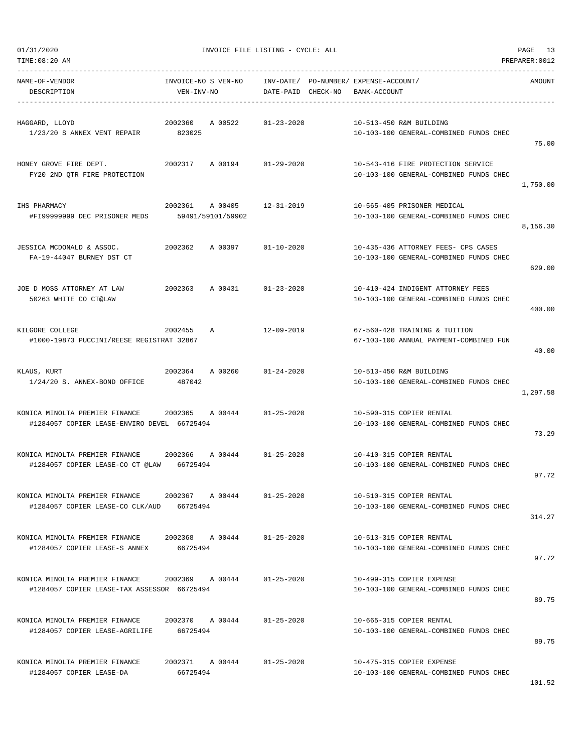01/31/2020 INVOICE FILE LISTING - CYCLE: ALL

TIME:08:20 AM PREPARER:0012

| NAME-OF-VENDOR<br>DESCRIPTION | INVOICE-NO S VEN-NO<br>VEN-INV-NO | INV-DATE/ PO-NUMBER/<br>DATE-PAID CHECK-NO | EXPENSE-ACCOUNT/<br>BANK-ACCOUNT | AMOUNT |
|---|---|---|---|---|
| HAGGARD, LLOYD<br>1/23/20 S ANNEX VENT REPAIR | 2002360 A 00522<br>823025 | 01-23-2020 | 10-513-450 R&M BUILDING<br>10-103-100 GENERAL-COMBINED FUNDS CHEC | 75.00 |
| HONEY GROVE FIRE DEPT.<br>FY20 2ND QTR FIRE PROTECTION | 2002317 A 00194 | 01-29-2020 | 10-543-416 FIRE PROTECTION SERVICE<br>10-103-100 GENERAL-COMBINED FUNDS CHEC | 1,750.00 |
| IHS PHARMACY<br>#FI99999999 DEC PRISONER MEDS | 2002361 A 00405<br>59491/59101/59902 | 12-31-2019 | 10-565-405 PRISONER MEDICAL<br>10-103-100 GENERAL-COMBINED FUNDS CHEC | 8,156.30 |
| JESSICA MCDONALD & ASSOC.<br>FA-19-44047 BURNEY DST CT | 2002362 A 00397 | 01-10-2020 | 10-435-436 ATTORNEY FEES- CPS CASES<br>10-103-100 GENERAL-COMBINED FUNDS CHEC | 629.00 |
| JOE D MOSS ATTORNEY AT LAW<br>50263 WHITE CO CT@LAW | 2002363 A 00431 | 01-23-2020 | 10-410-424 INDIGENT ATTORNEY FEES<br>10-103-100 GENERAL-COMBINED FUNDS CHEC | 400.00 |
| KILGORE COLLEGE<br>#1000-19873 PUCCINI/REESE REGISTRAT | 2002455 A<br>32867 | 12-09-2019 | 67-560-428 TRAINING & TUITION<br>67-103-100 ANNUAL PAYMENT-COMBINED FUN | 40.00 |
| KLAUS, KURT<br>1/24/20 S. ANNEX-BOND OFFICE | 2002364 A 00260<br>487042 | 01-24-2020 | 10-513-450 R&M BUILDING<br>10-103-100 GENERAL-COMBINED FUNDS CHEC | 1,297.58 |
| KONICA MINOLTA PREMIER FINANCE<br>#1284057 COPIER LEASE-ENVIRO DEVEL | 2002365 A 00444<br>66725494 | 01-25-2020 | 10-590-315 COPIER RENTAL<br>10-103-100 GENERAL-COMBINED FUNDS CHEC | 73.29 |
| KONICA MINOLTA PREMIER FINANCE<br>#1284057 COPIER LEASE-CO CT @LAW | 2002366 A 00444<br>66725494 | 01-25-2020 | 10-410-315 COPIER RENTAL<br>10-103-100 GENERAL-COMBINED FUNDS CHEC | 97.72 |
| KONICA MINOLTA PREMIER FINANCE<br>#1284057 COPIER LEASE-CO CLK/AUD | 2002367 A 00444<br>66725494 | 01-25-2020 | 10-510-315 COPIER RENTAL<br>10-103-100 GENERAL-COMBINED FUNDS CHEC | 314.27 |
| KONICA MINOLTA PREMIER FINANCE<br>#1284057 COPIER LEASE-S ANNEX | 2002368 A 00444<br>66725494 | 01-25-2020 | 10-513-315 COPIER RENTAL<br>10-103-100 GENERAL-COMBINED FUNDS CHEC | 97.72 |
| KONICA MINOLTA PREMIER FINANCE<br>#1284057 COPIER LEASE-TAX ASSESSOR | 2002369 A 00444<br>66725494 | 01-25-2020 | 10-499-315 COPIER EXPENSE<br>10-103-100 GENERAL-COMBINED FUNDS CHEC | 89.75 |
| KONICA MINOLTA PREMIER FINANCE<br>#1284057 COPIER LEASE-AGRILIFE | 2002370 A 00444<br>66725494 | 01-25-2020 | 10-665-315 COPIER RENTAL<br>10-103-100 GENERAL-COMBINED FUNDS CHEC | 89.75 |
| KONICA MINOLTA PREMIER FINANCE<br>#1284057 COPIER LEASE-DA | 2002371 A 00444<br>66725494 | 01-25-2020 | 10-475-315 COPIER EXPENSE<br>10-103-100 GENERAL-COMBINED FUNDS CHEC | 101.52 |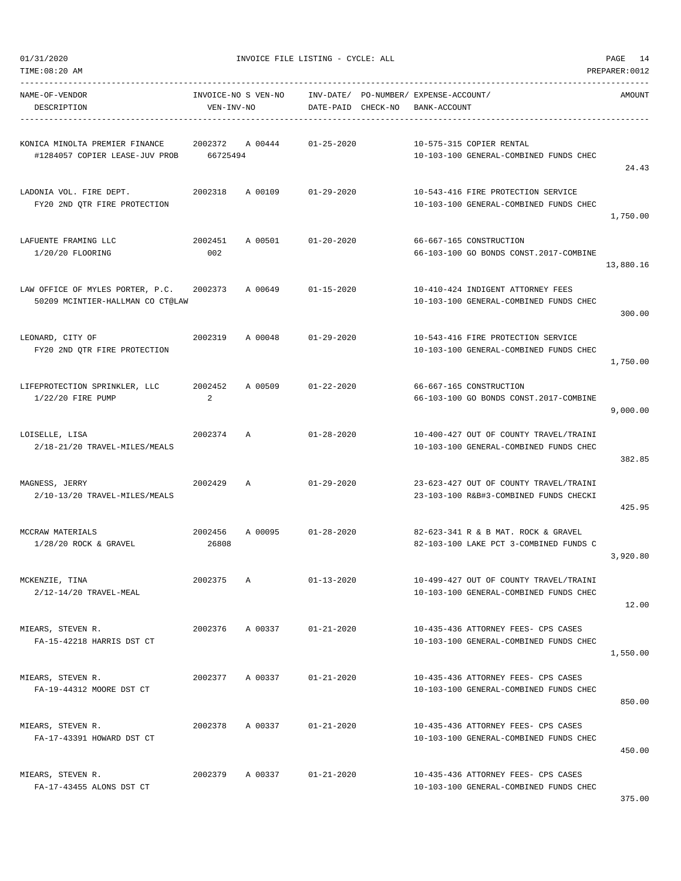01/31/2020 INVOICE FILE LISTING - CYCLE: ALL

TIME:08:20 AM PREPARER:0012

| NAME-OF-VENDOR / DESCRIPTION | INVOICE-NO / VEN-INV-NO | S | VEN-NO | INV-DATE/ DATE-PAID | PO-NUMBER/ CHECK-NO | EXPENSE-ACCOUNT/ BANK-ACCOUNT | AMOUNT |
|---|---|---|---|---|---|---|---|
| KONICA MINOLTA PREMIER FINANCE<br>#1284057 COPIER LEASE-JUV PROB | 2002372<br>66725494 | A | 00444 | 01-25-2020 | | 10-575-315 COPIER RENTAL<br>10-103-100 GENERAL-COMBINED FUNDS CHEC | 24.43 |
| LADONIA VOL. FIRE DEPT.<br>FY20 2ND QTR FIRE PROTECTION | 2002318 | A | 00109 | 01-29-2020 | | 10-543-416 FIRE PROTECTION SERVICE<br>10-103-100 GENERAL-COMBINED FUNDS CHEC | 1,750.00 |
| LAFUENTE FRAMING LLC<br>1/20/20 FLOORING | 2002451<br>002 | A | 00501 | 01-20-2020 | | 66-667-165 CONSTRUCTION<br>66-103-100 GO BONDS CONST.2017-COMBINE | 13,880.16 |
| LAW OFFICE OF MYLES PORTER, P.C.<br>50209 MCINTIER-HALLMAN CO CT@LAW | 2002373 | A | 00649 | 01-15-2020 | | 10-410-424 INDIGENT ATTORNEY FEES<br>10-103-100 GENERAL-COMBINED FUNDS CHEC | 300.00 |
| LEONARD, CITY OF<br>FY20 2ND QTR FIRE PROTECTION | 2002319 | A | 00048 | 01-29-2020 | | 10-543-416 FIRE PROTECTION SERVICE<br>10-103-100 GENERAL-COMBINED FUNDS CHEC | 1,750.00 |
| LIFEPROTECTION SPRINKLER, LLC<br>1/22/20 FIRE PUMP | 2002452<br>2 | A | 00509 | 01-22-2020 | | 66-667-165 CONSTRUCTION<br>66-103-100 GO BONDS CONST.2017-COMBINE | 9,000.00 |
| LOISELLE, LISA<br>2/18-21/20 TRAVEL-MILES/MEALS | 2002374 | A | | 01-28-2020 | | 10-400-427 OUT OF COUNTY TRAVEL/TRAINI<br>10-103-100 GENERAL-COMBINED FUNDS CHEC | 382.85 |
| MAGNESS, JERRY<br>2/10-13/20 TRAVEL-MILES/MEALS | 2002429 | A | | 01-29-2020 | | 23-623-427 OUT OF COUNTY TRAVEL/TRAINI<br>23-103-100 R&B#3-COMBINED FUNDS CHECKI | 425.95 |
| MCCRAW MATERIALS<br>1/28/20 ROCK & GRAVEL | 2002456<br>26808 | A | 00095 | 01-28-2020 | | 82-623-341 R & B MAT. ROCK & GRAVEL<br>82-103-100 LAKE PCT 3-COMBINED FUNDS C | 3,920.80 |
| MCKENZIE, TINA<br>2/12-14/20 TRAVEL-MEAL | 2002375 | A | | 01-13-2020 | | 10-499-427 OUT OF COUNTY TRAVEL/TRAINI<br>10-103-100 GENERAL-COMBINED FUNDS CHEC | 12.00 |
| MIEARS, STEVEN R.<br>FA-15-42218 HARRIS DST CT | 2002376 | A | 00337 | 01-21-2020 | | 10-435-436 ATTORNEY FEES- CPS CASES<br>10-103-100 GENERAL-COMBINED FUNDS CHEC | 1,550.00 |
| MIEARS, STEVEN R.<br>FA-19-44312 MOORE DST CT | 2002377 | A | 00337 | 01-21-2020 | | 10-435-436 ATTORNEY FEES- CPS CASES<br>10-103-100 GENERAL-COMBINED FUNDS CHEC | 850.00 |
| MIEARS, STEVEN R.<br>FA-17-43391 HOWARD DST CT | 2002378 | A | 00337 | 01-21-2020 | | 10-435-436 ATTORNEY FEES- CPS CASES<br>10-103-100 GENERAL-COMBINED FUNDS CHEC | 450.00 |
| MIEARS, STEVEN R.<br>FA-17-43455 ALONS DST CT | 2002379 | A | 00337 | 01-21-2020 | | 10-435-436 ATTORNEY FEES- CPS CASES<br>10-103-100 GENERAL-COMBINED FUNDS CHEC | 375.00 |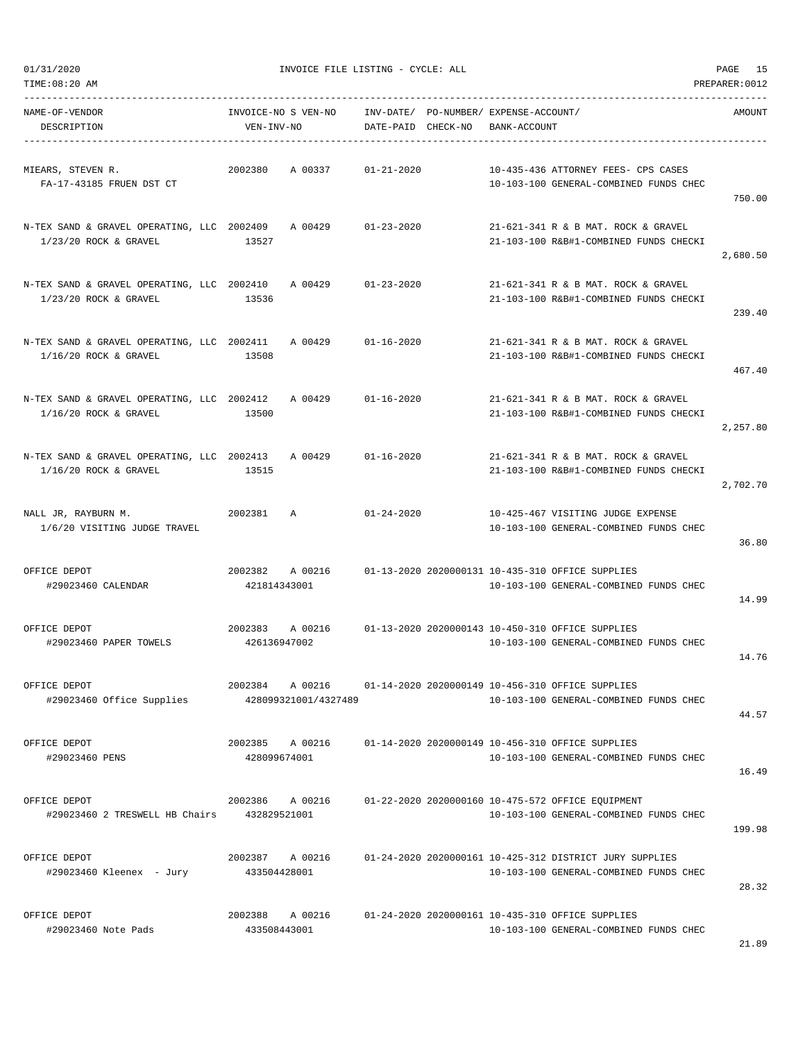01/31/2020 INVOICE FILE LISTING - CYCLE: ALL

TIME:08:20 AM PREPARER:0012

| NAME-OF-VENDOR / DESCRIPTION | INVOICE-NO S VEN-NO / VEN-INV-NO | INV-DATE/ DATE-PAID | PO-NUMBER/ CHECK-NO | EXPENSE-ACCOUNT/ BANK-ACCOUNT | AMOUNT |
|---|---|---|---|---|---|
| MIEARS, STEVEN R.<br>FA-17-43185 FRUEN DST CT | 2002380 A 00337 | 01-21-2020 | | 10-435-436 ATTORNEY FEES- CPS CASES<br>10-103-100 GENERAL-COMBINED FUNDS CHEC | 750.00 |
| N-TEX SAND & GRAVEL OPERATING, LLC<br>1/23/20 ROCK & GRAVEL | 2002409 A 00429<br>13527 | 01-23-2020 | | 21-621-341 R & B MAT. ROCK & GRAVEL<br>21-103-100 R&B#1-COMBINED FUNDS CHECKI | 2,680.50 |
| N-TEX SAND & GRAVEL OPERATING, LLC<br>1/23/20 ROCK & GRAVEL | 2002410 A 00429<br>13536 | 01-23-2020 | | 21-621-341 R & B MAT. ROCK & GRAVEL<br>21-103-100 R&B#1-COMBINED FUNDS CHECKI | 239.40 |
| N-TEX SAND & GRAVEL OPERATING, LLC<br>1/16/20 ROCK & GRAVEL | 2002411 A 00429<br>13508 | 01-16-2020 | | 21-621-341 R & B MAT. ROCK & GRAVEL<br>21-103-100 R&B#1-COMBINED FUNDS CHECKI | 467.40 |
| N-TEX SAND & GRAVEL OPERATING, LLC<br>1/16/20 ROCK & GRAVEL | 2002412 A 00429<br>13500 | 01-16-2020 | | 21-621-341 R & B MAT. ROCK & GRAVEL<br>21-103-100 R&B#1-COMBINED FUNDS CHECKI | 2,257.80 |
| N-TEX SAND & GRAVEL OPERATING, LLC<br>1/16/20 ROCK & GRAVEL | 2002413 A 00429<br>13515 | 01-16-2020 | | 21-621-341 R & B MAT. ROCK & GRAVEL<br>21-103-100 R&B#1-COMBINED FUNDS CHECKI | 2,702.70 |
| NALL JR, RAYBURN M.<br>1/6/20 VISITING JUDGE TRAVEL | 2002381 A | 01-24-2020 | | 10-425-467 VISITING JUDGE EXPENSE<br>10-103-100 GENERAL-COMBINED FUNDS CHEC | 36.80 |
| OFFICE DEPOT<br>#29023460 CALENDAR | 2002382 A 00216<br>421814343001 | 01-13-2020 | 2020000131 | 10-435-310 OFFICE SUPPLIES<br>10-103-100 GENERAL-COMBINED FUNDS CHEC | 14.99 |
| OFFICE DEPOT<br>#29023460 PAPER TOWELS | 2002383 A 00216<br>426136947002 | 01-13-2020 | 2020000143 | 10-450-310 OFFICE SUPPLIES<br>10-103-100 GENERAL-COMBINED FUNDS CHEC | 14.76 |
| OFFICE DEPOT<br>#29023460 Office Supplies | 2002384 A 00216<br>428099321001/4327489 | 01-14-2020 | 2020000149 | 10-456-310 OFFICE SUPPLIES<br>10-103-100 GENERAL-COMBINED FUNDS CHEC | 44.57 |
| OFFICE DEPOT<br>#29023460 PENS | 2002385 A 00216<br>428099674001 | 01-14-2020 | 2020000149 | 10-456-310 OFFICE SUPPLIES<br>10-103-100 GENERAL-COMBINED FUNDS CHEC | 16.49 |
| OFFICE DEPOT<br>#29023460 2 TRESWELL HB Chairs | 2002386 A 00216<br>432829521001 | 01-22-2020 | 2020000160 | 10-475-572 OFFICE EQUIPMENT<br>10-103-100 GENERAL-COMBINED FUNDS CHEC | 199.98 |
| OFFICE DEPOT<br>#29023460 Kleenex - Jury | 2002387 A 00216<br>433504428001 | 01-24-2020 | 2020000161 | 10-425-312 DISTRICT JURY SUPPLIES<br>10-103-100 GENERAL-COMBINED FUNDS CHEC | 28.32 |
| OFFICE DEPOT<br>#29023460 Note Pads | 2002388 A 00216<br>433508443001 | 01-24-2020 | 2020000161 | 10-435-310 OFFICE SUPPLIES<br>10-103-100 GENERAL-COMBINED FUNDS CHEC | 21.89 |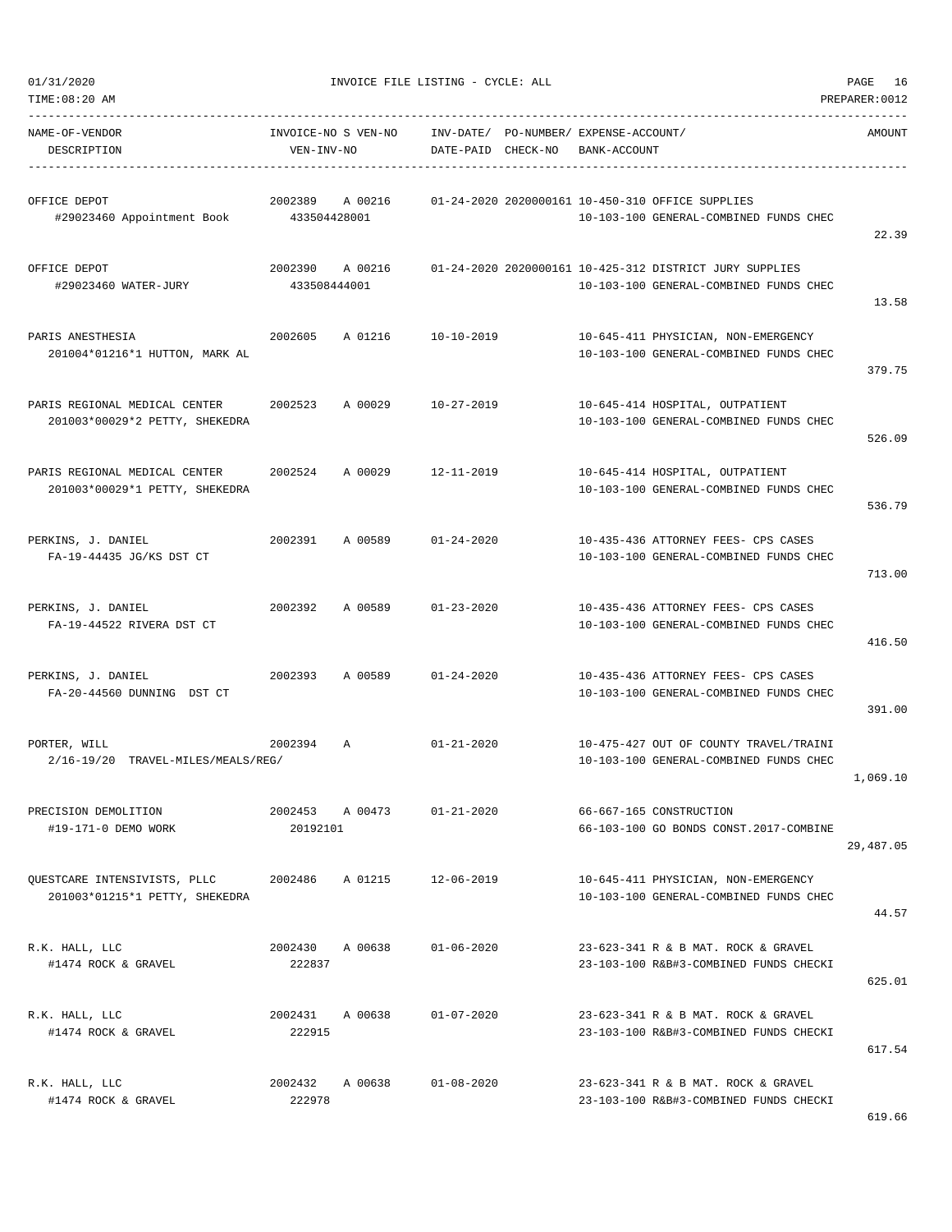01/31/2020 INVOICE FILE LISTING - CYCLE: ALL

TIME:08:20 AM PREPARER:0012

| NAME-OF-VENDOR / DESCRIPTION | INVOICE-NO S VEN-NO / VEN-INV-NO | INV-DATE/ DATE-PAID | PO-NUMBER/ CHECK-NO | EXPENSE-ACCOUNT/ BANK-ACCOUNT | AMOUNT |
|---|---|---|---|---|---|
| OFFICE DEPOT<br>#29023460 Appointment Book | 2002389 A 00216<br>433504428001 | 01-24-2020 | 2020000161 | 10-450-310 OFFICE SUPPLIES<br>10-103-100 GENERAL-COMBINED FUNDS CHEC | 22.39 |
| OFFICE DEPOT<br>#29023460 WATER-JURY | 2002390 A 00216<br>433508444001 | 01-24-2020 | 2020000161 | 10-425-312 DISTRICT JURY SUPPLIES<br>10-103-100 GENERAL-COMBINED FUNDS CHEC | 13.58 |
| PARIS ANESTHESIA<br>201004*01216*1 HUTTON, MARK AL | 2002605 A 01216 | 10-10-2019 | | 10-645-411 PHYSICIAN, NON-EMERGENCY<br>10-103-100 GENERAL-COMBINED FUNDS CHEC | 379.75 |
| PARIS REGIONAL MEDICAL CENTER<br>201003*00029*2 PETTY, SHEKEDRA | 2002523 A 00029 | 10-27-2019 | | 10-645-414 HOSPITAL, OUTPATIENT<br>10-103-100 GENERAL-COMBINED FUNDS CHEC | 526.09 |
| PARIS REGIONAL MEDICAL CENTER<br>201003*00029*1 PETTY, SHEKEDRA | 2002524 A 00029 | 12-11-2019 | | 10-645-414 HOSPITAL, OUTPATIENT<br>10-103-100 GENERAL-COMBINED FUNDS CHEC | 536.79 |
| PERKINS, J. DANIEL<br>FA-19-44435 JG/KS DST CT | 2002391 A 00589 | 01-24-2020 | | 10-435-436 ATTORNEY FEES- CPS CASES<br>10-103-100 GENERAL-COMBINED FUNDS CHEC | 713.00 |
| PERKINS, J. DANIEL<br>FA-19-44522 RIVERA DST CT | 2002392 A 00589 | 01-23-2020 | | 10-435-436 ATTORNEY FEES- CPS CASES<br>10-103-100 GENERAL-COMBINED FUNDS CHEC | 416.50 |
| PERKINS, J. DANIEL<br>FA-20-44560 DUNNING DST CT | 2002393 A 00589 | 01-24-2020 | | 10-435-436 ATTORNEY FEES- CPS CASES<br>10-103-100 GENERAL-COMBINED FUNDS CHEC | 391.00 |
| PORTER, WILL<br>2/16-19/20 TRAVEL-MILES/MEALS/REG/ | 2002394 A | 01-21-2020 | | 10-475-427 OUT OF COUNTY TRAVEL/TRAINI<br>10-103-100 GENERAL-COMBINED FUNDS CHEC | 1,069.10 |
| PRECISION DEMOLITION<br>#19-171-0 DEMO WORK | 2002453 A 00473<br>20192101 | 01-21-2020 | | 66-667-165 CONSTRUCTION<br>66-103-100 GO BONDS CONST.2017-COMBINE | 29,487.05 |
| QUESTCARE INTENSIVISTS, PLLC<br>201003*01215*1 PETTY, SHEKEDRA | 2002486 A 01215 | 12-06-2019 | | 10-645-411 PHYSICIAN, NON-EMERGENCY<br>10-103-100 GENERAL-COMBINED FUNDS CHEC | 44.57 |
| R.K. HALL, LLC<br>#1474 ROCK & GRAVEL | 2002430 A 00638<br>222837 | 01-06-2020 | | 23-623-341 R & B MAT. ROCK & GRAVEL<br>23-103-100 R&B#3-COMBINED FUNDS CHECKI | 625.01 |
| R.K. HALL, LLC<br>#1474 ROCK & GRAVEL | 2002431 A 00638<br>222915 | 01-07-2020 | | 23-623-341 R & B MAT. ROCK & GRAVEL<br>23-103-100 R&B#3-COMBINED FUNDS CHECKI | 617.54 |
| R.K. HALL, LLC<br>#1474 ROCK & GRAVEL | 2002432 A 00638<br>222978 | 01-08-2020 | | 23-623-341 R & B MAT. ROCK & GRAVEL<br>23-103-100 R&B#3-COMBINED FUNDS CHECKI | 619.66 |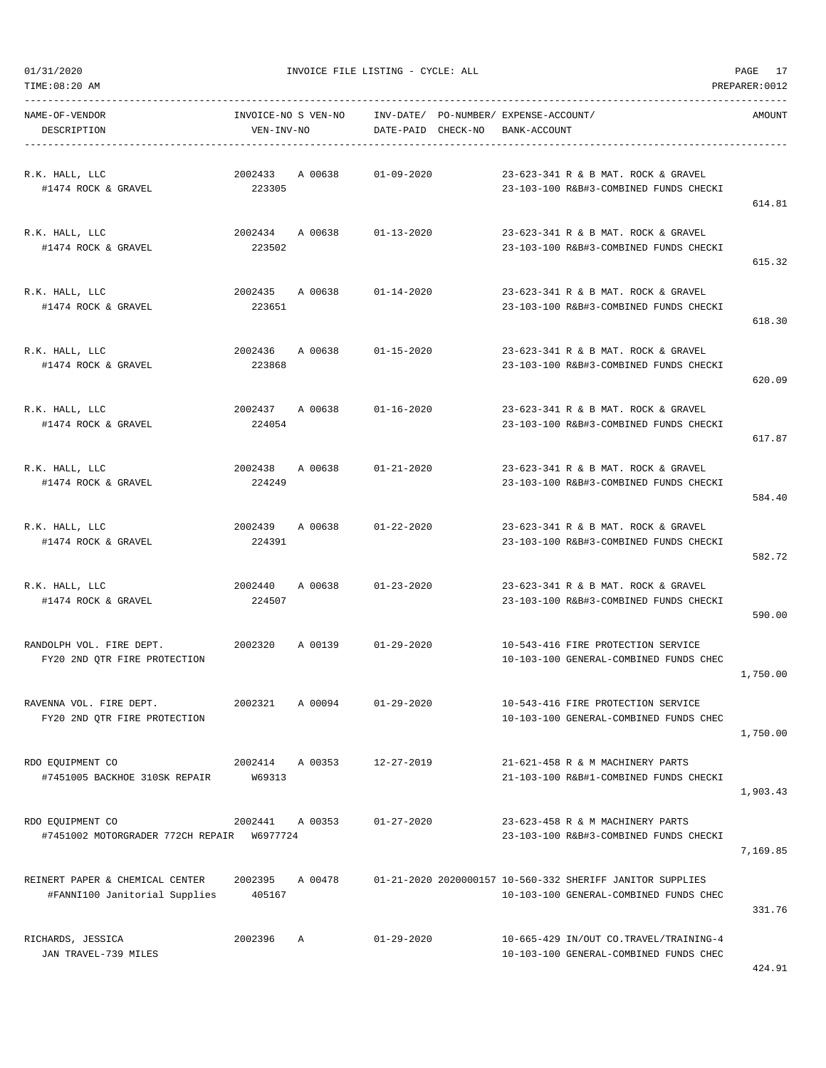01/31/2020 INVOICE FILE LISTING - CYCLE: ALL

TIME:08:20 AM PREPARER:0012

| NAME-OF-VENDOR / DESCRIPTION | INVOICE-NO / VEN-INV-NO | S | VEN-NO | INV-DATE/ DATE-PAID | PO-NUMBER/ CHECK-NO | EXPENSE-ACCOUNT/ BANK-ACCOUNT | AMOUNT |
|---|---|---|---|---|---|---|---|
| R.K. HALL, LLC<br>#1474 ROCK & GRAVEL | 2002433<br>223305 | A | 00638 | 01-09-2020 | | 23-623-341 R & B MAT. ROCK & GRAVEL<br>23-103-100 R&B#3-COMBINED FUNDS CHECKI | 614.81 |
| R.K. HALL, LLC<br>#1474 ROCK & GRAVEL | 2002434<br>223502 | A | 00638 | 01-13-2020 | | 23-623-341 R & B MAT. ROCK & GRAVEL<br>23-103-100 R&B#3-COMBINED FUNDS CHECKI | 615.32 |
| R.K. HALL, LLC<br>#1474 ROCK & GRAVEL | 2002435<br>223651 | A | 00638 | 01-14-2020 | | 23-623-341 R & B MAT. ROCK & GRAVEL<br>23-103-100 R&B#3-COMBINED FUNDS CHECKI | 618.30 |
| R.K. HALL, LLC<br>#1474 ROCK & GRAVEL | 2002436<br>223868 | A | 00638 | 01-15-2020 | | 23-623-341 R & B MAT. ROCK & GRAVEL<br>23-103-100 R&B#3-COMBINED FUNDS CHECKI | 620.09 |
| R.K. HALL, LLC<br>#1474 ROCK & GRAVEL | 2002437<br>224054 | A | 00638 | 01-16-2020 | | 23-623-341 R & B MAT. ROCK & GRAVEL<br>23-103-100 R&B#3-COMBINED FUNDS CHECKI | 617.87 |
| R.K. HALL, LLC<br>#1474 ROCK & GRAVEL | 2002438<br>224249 | A | 00638 | 01-21-2020 | | 23-623-341 R & B MAT. ROCK & GRAVEL<br>23-103-100 R&B#3-COMBINED FUNDS CHECKI | 584.40 |
| R.K. HALL, LLC<br>#1474 ROCK & GRAVEL | 2002439<br>224391 | A | 00638 | 01-22-2020 | | 23-623-341 R & B MAT. ROCK & GRAVEL<br>23-103-100 R&B#3-COMBINED FUNDS CHECKI | 582.72 |
| R.K. HALL, LLC<br>#1474 ROCK & GRAVEL | 2002440<br>224507 | A | 00638 | 01-23-2020 | | 23-623-341 R & B MAT. ROCK & GRAVEL<br>23-103-100 R&B#3-COMBINED FUNDS CHECKI | 590.00 |
| RANDOLPH VOL. FIRE DEPT.<br>FY20 2ND QTR FIRE PROTECTION | 2002320 | A | 00139 | 01-29-2020 | | 10-543-416 FIRE PROTECTION SERVICE<br>10-103-100 GENERAL-COMBINED FUNDS CHEC | 1,750.00 |
| RAVENNA VOL. FIRE DEPT.<br>FY20 2ND QTR FIRE PROTECTION | 2002321 | A | 00094 | 01-29-2020 | | 10-543-416 FIRE PROTECTION SERVICE<br>10-103-100 GENERAL-COMBINED FUNDS CHEC | 1,750.00 |
| RDO EQUIPMENT CO<br>#7451005 BACKHOE 310SK REPAIR | 2002414<br>W69313 | A | 00353 | 12-27-2019 | | 21-621-458 R & M MACHINERY PARTS<br>21-103-100 R&B#1-COMBINED FUNDS CHECKI | 1,903.43 |
| RDO EQUIPMENT CO<br>#7451002 MOTORGRADER 772CH REPAIR | 2002441<br>W6977724 | A | 00353 | 01-27-2020 | | 23-623-458 R & M MACHINERY PARTS<br>23-103-100 R&B#3-COMBINED FUNDS CHECKI | 7,169.85 |
| REINERT PAPER & CHEMICAL CENTER<br>#FANNI100 Janitorial Supplies | 2002395<br>405167 | A | 00478 | 01-21-2020 | 2020000157 | 10-560-332 SHERIFF JANITOR SUPPLIES<br>10-103-100 GENERAL-COMBINED FUNDS CHEC | 331.76 |
| RICHARDS, JESSICA<br>JAN TRAVEL-739 MILES | 2002396 | A | | 01-29-2020 | | 10-665-429 IN/OUT CO.TRAVEL/TRAINING-4<br>10-103-100 GENERAL-COMBINED FUNDS CHEC | 424.91 |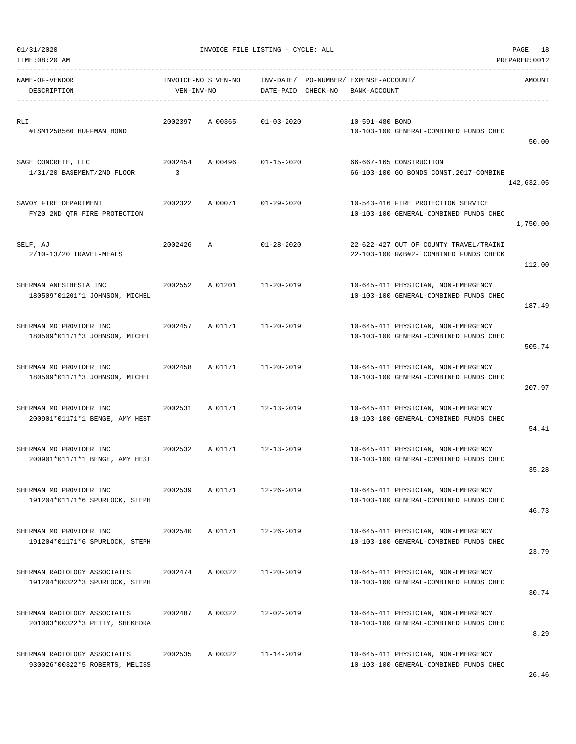01/31/2020 INVOICE FILE LISTING - CYCLE: ALL

TIME:08:20 AM PREPARER:0012

| NAME-OF-VENDOR<br>DESCRIPTION | INVOICE-NO S VEN-NO<br>VEN-INV-NO | INV-DATE/ PO-NUMBER/<br>DATE-PAID CHECK-NO | EXPENSE-ACCOUNT/<br>BANK-ACCOUNT | AMOUNT |
|---|---|---|---|---|
| RLI<br>#LSM1258560 HUFFMAN BOND | 2002397 A 00365 | 01-03-2020 | 10-591-480 BOND<br>10-103-100 GENERAL-COMBINED FUNDS CHEC | 50.00 |
| SAGE CONCRETE, LLC<br>1/31/20 BASEMENT/2ND FLOOR | 2002454 A 00496<br>3 | 01-15-2020 | 66-667-165 CONSTRUCTION<br>66-103-100 GO BONDS CONST.2017-COMBINE | 142,632.05 |
| SAVOY FIRE DEPARTMENT<br>FY20 2ND QTR FIRE PROTECTION | 2002322 A 00071 | 01-29-2020 | 10-543-416 FIRE PROTECTION SERVICE<br>10-103-100 GENERAL-COMBINED FUNDS CHEC | 1,750.00 |
| SELF, AJ<br>2/10-13/20 TRAVEL-MEALS | 2002426 A | 01-28-2020 | 22-622-427 OUT OF COUNTY TRAVEL/TRAINI<br>22-103-100 R&B#2- COMBINED FUNDS CHECK | 112.00 |
| SHERMAN ANESTHESIA INC<br>180509*01201*1 JOHNSON, MICHEL | 2002552 A 01201 | 11-20-2019 | 10-645-411 PHYSICIAN, NON-EMERGENCY<br>10-103-100 GENERAL-COMBINED FUNDS CHEC | 187.49 |
| SHERMAN MD PROVIDER INC<br>180509*01171*3 JOHNSON, MICHEL | 2002457 A 01171 | 11-20-2019 | 10-645-411 PHYSICIAN, NON-EMERGENCY<br>10-103-100 GENERAL-COMBINED FUNDS CHEC | 505.74 |
| SHERMAN MD PROVIDER INC<br>180509*01171*3 JOHNSON, MICHEL | 2002458 A 01171 | 11-20-2019 | 10-645-411 PHYSICIAN, NON-EMERGENCY<br>10-103-100 GENERAL-COMBINED FUNDS CHEC | 207.97 |
| SHERMAN MD PROVIDER INC<br>200901*01171*1 BENGE, AMY HEST | 2002531 A 01171 | 12-13-2019 | 10-645-411 PHYSICIAN, NON-EMERGENCY<br>10-103-100 GENERAL-COMBINED FUNDS CHEC | 54.41 |
| SHERMAN MD PROVIDER INC<br>200901*01171*1 BENGE, AMY HEST | 2002532 A 01171 | 12-13-2019 | 10-645-411 PHYSICIAN, NON-EMERGENCY<br>10-103-100 GENERAL-COMBINED FUNDS CHEC | 35.28 |
| SHERMAN MD PROVIDER INC<br>191204*01171*6 SPURLOCK, STEPH | 2002539 A 01171 | 12-26-2019 | 10-645-411 PHYSICIAN, NON-EMERGENCY<br>10-103-100 GENERAL-COMBINED FUNDS CHEC | 46.73 |
| SHERMAN MD PROVIDER INC<br>191204*01171*6 SPURLOCK, STEPH | 2002540 A 01171 | 12-26-2019 | 10-645-411 PHYSICIAN, NON-EMERGENCY<br>10-103-100 GENERAL-COMBINED FUNDS CHEC | 23.79 |
| SHERMAN RADIOLOGY ASSOCIATES<br>191204*00322*3 SPURLOCK, STEPH | 2002474 A 00322 | 11-20-2019 | 10-645-411 PHYSICIAN, NON-EMERGENCY<br>10-103-100 GENERAL-COMBINED FUNDS CHEC | 30.74 |
| SHERMAN RADIOLOGY ASSOCIATES<br>201003*00322*3 PETTY, SHEKEDRA | 2002487 A 00322 | 12-02-2019 | 10-645-411 PHYSICIAN, NON-EMERGENCY<br>10-103-100 GENERAL-COMBINED FUNDS CHEC | 8.29 |
| SHERMAN RADIOLOGY ASSOCIATES<br>930026*00322*5 ROBERTS, MELISS | 2002535 A 00322 | 11-14-2019 | 10-645-411 PHYSICIAN, NON-EMERGENCY<br>10-103-100 GENERAL-COMBINED FUNDS CHEC | 26.46 |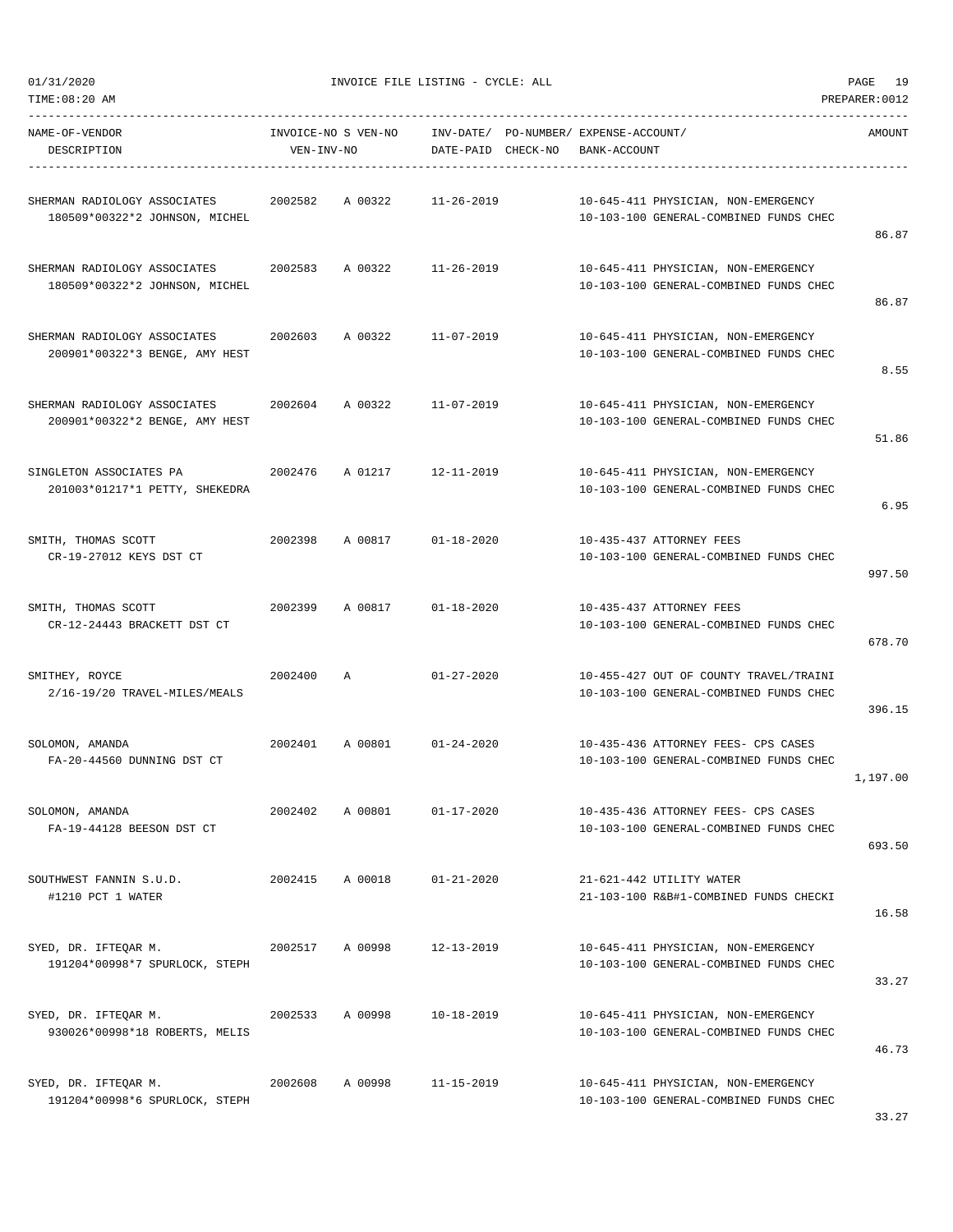01/31/2020 INVOICE FILE LISTING - CYCLE: ALL
TIME:08:20 AM PREPARER:0012

| NAME-OF-VENDOR / DESCRIPTION | INVOICE-NO | S VEN-NO / VEN-INV-NO | INV-DATE/ DATE-PAID | PO-NUMBER/ CHECK-NO | EXPENSE-ACCOUNT/ BANK-ACCOUNT | AMOUNT |
|---|---|---|---|---|---|---|
| SHERMAN RADIOLOGY ASSOCIATES<br>180509*00322*2 JOHNSON, MICHEL | 2002582 | A 00322 | 11-26-2019 | | 10-645-411 PHYSICIAN, NON-EMERGENCY<br>10-103-100 GENERAL-COMBINED FUNDS CHEC | 86.87 |
| SHERMAN RADIOLOGY ASSOCIATES<br>180509*00322*2 JOHNSON, MICHEL | 2002583 | A 00322 | 11-26-2019 | | 10-645-411 PHYSICIAN, NON-EMERGENCY<br>10-103-100 GENERAL-COMBINED FUNDS CHEC | 86.87 |
| SHERMAN RADIOLOGY ASSOCIATES<br>200901*00322*3 BENGE, AMY HEST | 2002603 | A 00322 | 11-07-2019 | | 10-645-411 PHYSICIAN, NON-EMERGENCY<br>10-103-100 GENERAL-COMBINED FUNDS CHEC | 8.55 |
| SHERMAN RADIOLOGY ASSOCIATES<br>200901*00322*2 BENGE, AMY HEST | 2002604 | A 00322 | 11-07-2019 | | 10-645-411 PHYSICIAN, NON-EMERGENCY<br>10-103-100 GENERAL-COMBINED FUNDS CHEC | 51.86 |
| SINGLETON ASSOCIATES PA<br>201003*01217*1 PETTY, SHEKEDRA | 2002476 | A 01217 | 12-11-2019 | | 10-645-411 PHYSICIAN, NON-EMERGENCY<br>10-103-100 GENERAL-COMBINED FUNDS CHEC | 6.95 |
| SMITH, THOMAS SCOTT<br>CR-19-27012 KEYS DST CT | 2002398 | A 00817 | 01-18-2020 | | 10-435-437 ATTORNEY FEES<br>10-103-100 GENERAL-COMBINED FUNDS CHEC | 997.50 |
| SMITH, THOMAS SCOTT<br>CR-12-24443 BRACKETT DST CT | 2002399 | A 00817 | 01-18-2020 | | 10-435-437 ATTORNEY FEES<br>10-103-100 GENERAL-COMBINED FUNDS CHEC | 678.70 |
| SMITHEY, ROYCE<br>2/16-19/20 TRAVEL-MILES/MEALS | 2002400 | A | 01-27-2020 | | 10-455-427 OUT OF COUNTY TRAVEL/TRAINI<br>10-103-100 GENERAL-COMBINED FUNDS CHEC | 396.15 |
| SOLOMON, AMANDA<br>FA-20-44560 DUNNING DST CT | 2002401 | A 00801 | 01-24-2020 | | 10-435-436 ATTORNEY FEES- CPS CASES<br>10-103-100 GENERAL-COMBINED FUNDS CHEC | 1,197.00 |
| SOLOMON, AMANDA<br>FA-19-44128 BEESON DST CT | 2002402 | A 00801 | 01-17-2020 | | 10-435-436 ATTORNEY FEES- CPS CASES<br>10-103-100 GENERAL-COMBINED FUNDS CHEC | 693.50 |
| SOUTHWEST FANNIN S.U.D.<br>#1210 PCT 1 WATER | 2002415 | A 00018 | 01-21-2020 | | 21-621-442 UTILITY WATER<br>21-103-100 R&B#1-COMBINED FUNDS CHECKI | 16.58 |
| SYED, DR. IFTEQAR M.<br>191204*00998*7 SPURLOCK, STEPH | 2002517 | A 00998 | 12-13-2019 | | 10-645-411 PHYSICIAN, NON-EMERGENCY<br>10-103-100 GENERAL-COMBINED FUNDS CHEC | 33.27 |
| SYED, DR. IFTEQAR M.<br>930026*00998*18 ROBERTS, MELIS | 2002533 | A 00998 | 10-18-2019 | | 10-645-411 PHYSICIAN, NON-EMERGENCY<br>10-103-100 GENERAL-COMBINED FUNDS CHEC | 46.73 |
| SYED, DR. IFTEQAR M.<br>191204*00998*6 SPURLOCK, STEPH | 2002608 | A 00998 | 11-15-2019 | | 10-645-411 PHYSICIAN, NON-EMERGENCY<br>10-103-100 GENERAL-COMBINED FUNDS CHEC | 33.27 |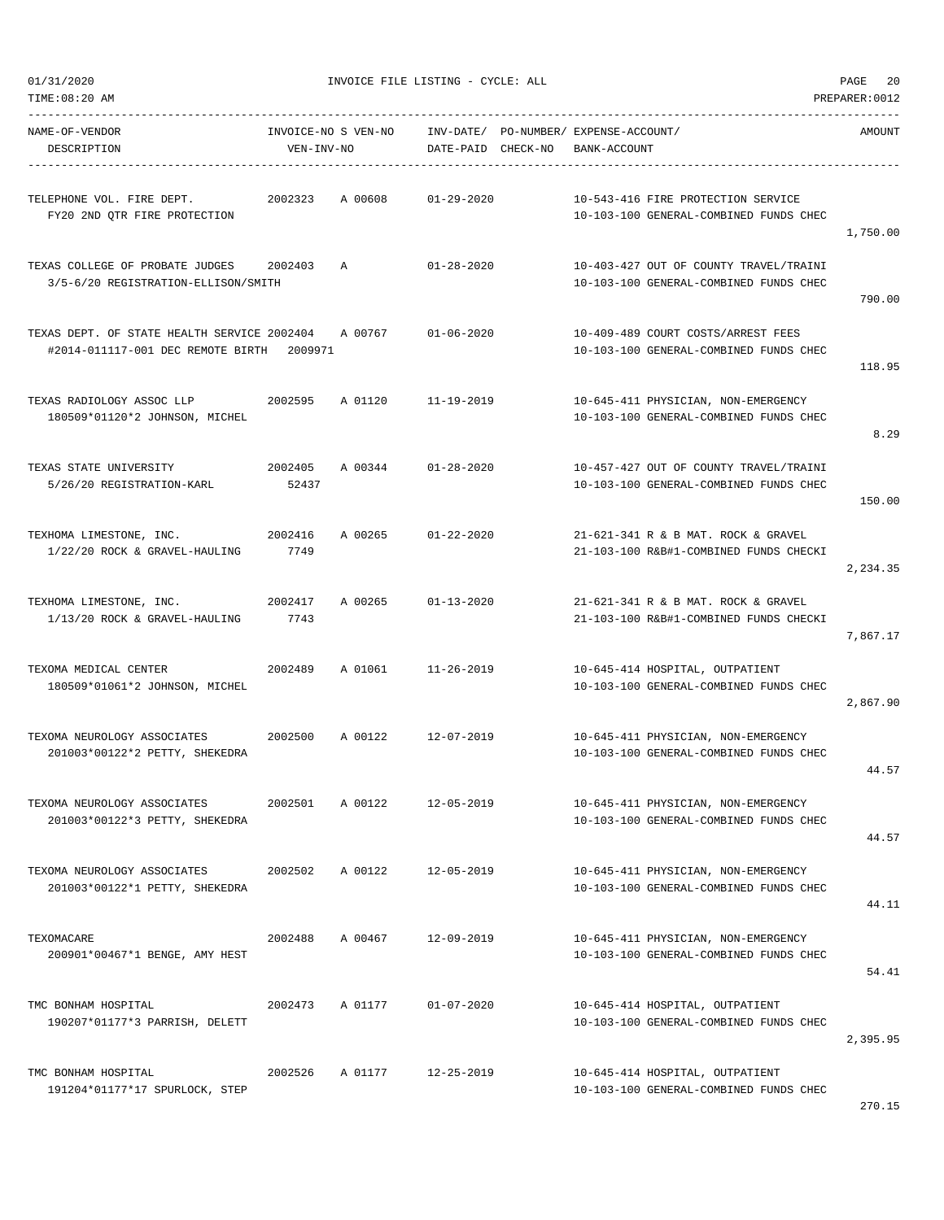01/31/2020 INVOICE FILE LISTING - CYCLE: ALL

TIME:08:20 AM PREPARER:0012

| NAME-OF-VENDOR<br>DESCRIPTION | INVOICE-NO<br>VEN-INV-NO | S | VEN-NO | INV-DATE/<br>DATE-PAID | PO-NUMBER/<br>CHECK-NO | EXPENSE-ACCOUNT/<br>BANK-ACCOUNT | AMOUNT |
|---|---|---|---|---|---|---|---|
| TELEPHONE VOL. FIRE DEPT.<br>FY20 2ND QTR FIRE PROTECTION | 2002323 | A | 00608 | 01-29-2020 | | 10-543-416 FIRE PROTECTION SERVICE<br>10-103-100 GENERAL-COMBINED FUNDS CHEC | 1,750.00 |
| TEXAS COLLEGE OF PROBATE JUDGES<br>3/5-6/20 REGISTRATION-ELLISON/SMITH | 2002403 | A | | 01-28-2020 | | 10-403-427 OUT OF COUNTY TRAVEL/TRAINI<br>10-103-100 GENERAL-COMBINED FUNDS CHEC | 790.00 |
| TEXAS DEPT. OF STATE HEALTH SERVICE<br>#2014-011117-001 DEC REMOTE BIRTH | 2002404<br>2009971 | A | 00767 | 01-06-2020 | | 10-409-489 COURT COSTS/ARREST FEES<br>10-103-100 GENERAL-COMBINED FUNDS CHEC | 118.95 |
| TEXAS RADIOLOGY ASSOC LLP<br>180509*01120*2 JOHNSON, MICHEL | 2002595 | A | 01120 | 11-19-2019 | | 10-645-411 PHYSICIAN, NON-EMERGENCY<br>10-103-100 GENERAL-COMBINED FUNDS CHEC | 8.29 |
| TEXAS STATE UNIVERSITY<br>5/26/20 REGISTRATION-KARL | 2002405<br>52437 | A | 00344 | 01-28-2020 | | 10-457-427 OUT OF COUNTY TRAVEL/TRAINI<br>10-103-100 GENERAL-COMBINED FUNDS CHEC | 150.00 |
| TEXHOMA LIMESTONE, INC.<br>1/22/20 ROCK & GRAVEL-HAULING | 2002416<br>7749 | A | 00265 | 01-22-2020 | | 21-621-341 R & B MAT. ROCK & GRAVEL<br>21-103-100 R&B#1-COMBINED FUNDS CHECKI | 2,234.35 |
| TEXHOMA LIMESTONE, INC.<br>1/13/20 ROCK & GRAVEL-HAULING | 2002417<br>7743 | A | 00265 | 01-13-2020 | | 21-621-341 R & B MAT. ROCK & GRAVEL<br>21-103-100 R&B#1-COMBINED FUNDS CHECKI | 7,867.17 |
| TEXOMA MEDICAL CENTER<br>180509*01061*2 JOHNSON, MICHEL | 2002489 | A | 01061 | 11-26-2019 | | 10-645-414 HOSPITAL, OUTPATIENT<br>10-103-100 GENERAL-COMBINED FUNDS CHEC | 2,867.90 |
| TEXOMA NEUROLOGY ASSOCIATES<br>201003*00122*2 PETTY, SHEKEDRA | 2002500 | A | 00122 | 12-07-2019 | | 10-645-411 PHYSICIAN, NON-EMERGENCY<br>10-103-100 GENERAL-COMBINED FUNDS CHEC | 44.57 |
| TEXOMA NEUROLOGY ASSOCIATES<br>201003*00122*3 PETTY, SHEKEDRA | 2002501 | A | 00122 | 12-05-2019 | | 10-645-411 PHYSICIAN, NON-EMERGENCY<br>10-103-100 GENERAL-COMBINED FUNDS CHEC | 44.57 |
| TEXOMA NEUROLOGY ASSOCIATES<br>201003*00122*1 PETTY, SHEKEDRA | 2002502 | A | 00122 | 12-05-2019 | | 10-645-411 PHYSICIAN, NON-EMERGENCY<br>10-103-100 GENERAL-COMBINED FUNDS CHEC | 44.11 |
| TEXOMACARE<br>200901*00467*1 BENGE, AMY HEST | 2002488 | A | 00467 | 12-09-2019 | | 10-645-411 PHYSICIAN, NON-EMERGENCY<br>10-103-100 GENERAL-COMBINED FUNDS CHEC | 54.41 |
| TMC BONHAM HOSPITAL<br>190207*01177*3 PARRISH, DELETT | 2002473 | A | 01177 | 01-07-2020 | | 10-645-414 HOSPITAL, OUTPATIENT<br>10-103-100 GENERAL-COMBINED FUNDS CHEC | 2,395.95 |
| TMC BONHAM HOSPITAL<br>191204*01177*17 SPURLOCK, STEP | 2002526 | A | 01177 | 12-25-2019 | | 10-645-414 HOSPITAL, OUTPATIENT<br>10-103-100 GENERAL-COMBINED FUNDS CHEC | 270.15 |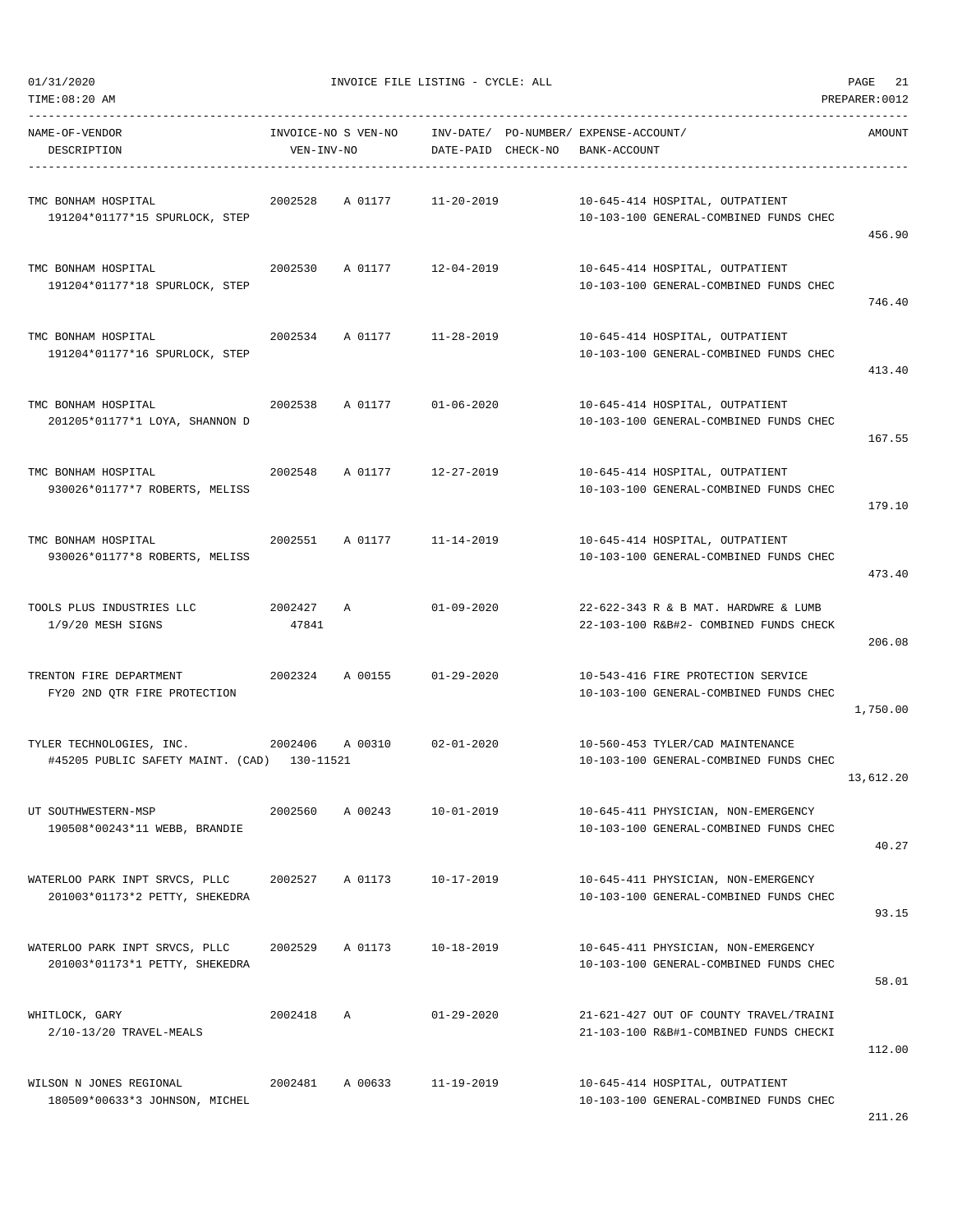01/31/2020 INVOICE FILE LISTING - CYCLE: ALL

TIME:08:20 AM PREPARER:0012

| NAME-OF-VENDOR<br>DESCRIPTION | INVOICE-NO S VEN-NO<br>VEN-INV-NO | INV-DATE/ PO-NUMBER/<br>DATE-PAID CHECK-NO | EXPENSE-ACCOUNT/<br>BANK-ACCOUNT | AMOUNT |
|---|---|---|---|---|
| TMC BONHAM HOSPITAL<br>191204*01177*15 SPURLOCK, STEP | 2002528 A 01177 | 11-20-2019 | 10-645-414 HOSPITAL, OUTPATIENT<br>10-103-100 GENERAL-COMBINED FUNDS CHEC | 456.90 |
| TMC BONHAM HOSPITAL<br>191204*01177*18 SPURLOCK, STEP | 2002530 A 01177 | 12-04-2019 | 10-645-414 HOSPITAL, OUTPATIENT<br>10-103-100 GENERAL-COMBINED FUNDS CHEC | 746.40 |
| TMC BONHAM HOSPITAL<br>191204*01177*16 SPURLOCK, STEP | 2002534 A 01177 | 11-28-2019 | 10-645-414 HOSPITAL, OUTPATIENT<br>10-103-100 GENERAL-COMBINED FUNDS CHEC | 413.40 |
| TMC BONHAM HOSPITAL<br>201205*01177*1 LOYA, SHANNON D | 2002538 A 01177 | 01-06-2020 | 10-645-414 HOSPITAL, OUTPATIENT<br>10-103-100 GENERAL-COMBINED FUNDS CHEC | 167.55 |
| TMC BONHAM HOSPITAL<br>930026*01177*7 ROBERTS, MELISS | 2002548 A 01177 | 12-27-2019 | 10-645-414 HOSPITAL, OUTPATIENT<br>10-103-100 GENERAL-COMBINED FUNDS CHEC | 179.10 |
| TMC BONHAM HOSPITAL<br>930026*01177*8 ROBERTS, MELISS | 2002551 A 01177 | 11-14-2019 | 10-645-414 HOSPITAL, OUTPATIENT<br>10-103-100 GENERAL-COMBINED FUNDS CHEC | 473.40 |
| TOOLS PLUS INDUSTRIES LLC<br>1/9/20 MESH SIGNS | 2002427 A<br>47841 | 01-09-2020 | 22-622-343 R & B MAT. HARDWRE & LUMB<br>22-103-100 R&B#2- COMBINED FUNDS CHECK | 206.08 |
| TRENTON FIRE DEPARTMENT<br>FY20 2ND QTR FIRE PROTECTION | 2002324 A 00155 | 01-29-2020 | 10-543-416 FIRE PROTECTION SERVICE<br>10-103-100 GENERAL-COMBINED FUNDS CHEC | 1,750.00 |
| TYLER TECHNOLOGIES, INC.<br>#45205 PUBLIC SAFETY MAINT. (CAD) | 2002406 A 00310<br>130-11521 | 02-01-2020 | 10-560-453 TYLER/CAD MAINTENANCE<br>10-103-100 GENERAL-COMBINED FUNDS CHEC | 13,612.20 |
| UT SOUTHWESTERN-MSP<br>190508*00243*11 WEBB, BRANDIE | 2002560 A 00243 | 10-01-2019 | 10-645-411 PHYSICIAN, NON-EMERGENCY<br>10-103-100 GENERAL-COMBINED FUNDS CHEC | 40.27 |
| WATERLOO PARK INPT SRVCS, PLLC<br>201003*01173*2 PETTY, SHEKEDRA | 2002527 A 01173 | 10-17-2019 | 10-645-411 PHYSICIAN, NON-EMERGENCY<br>10-103-100 GENERAL-COMBINED FUNDS CHEC | 93.15 |
| WATERLOO PARK INPT SRVCS, PLLC<br>201003*01173*1 PETTY, SHEKEDRA | 2002529 A 01173 | 10-18-2019 | 10-645-411 PHYSICIAN, NON-EMERGENCY<br>10-103-100 GENERAL-COMBINED FUNDS CHEC | 58.01 |
| WHITLOCK, GARY<br>2/10-13/20 TRAVEL-MEALS | 2002418 A | 01-29-2020 | 21-621-427 OUT OF COUNTY TRAVEL/TRAINI<br>21-103-100 R&B#1-COMBINED FUNDS CHECKI | 112.00 |
| WILSON N JONES REGIONAL<br>180509*00633*3 JOHNSON, MICHEL | 2002481 A 00633 | 11-19-2019 | 10-645-414 HOSPITAL, OUTPATIENT<br>10-103-100 GENERAL-COMBINED FUNDS CHEC | 211.26 |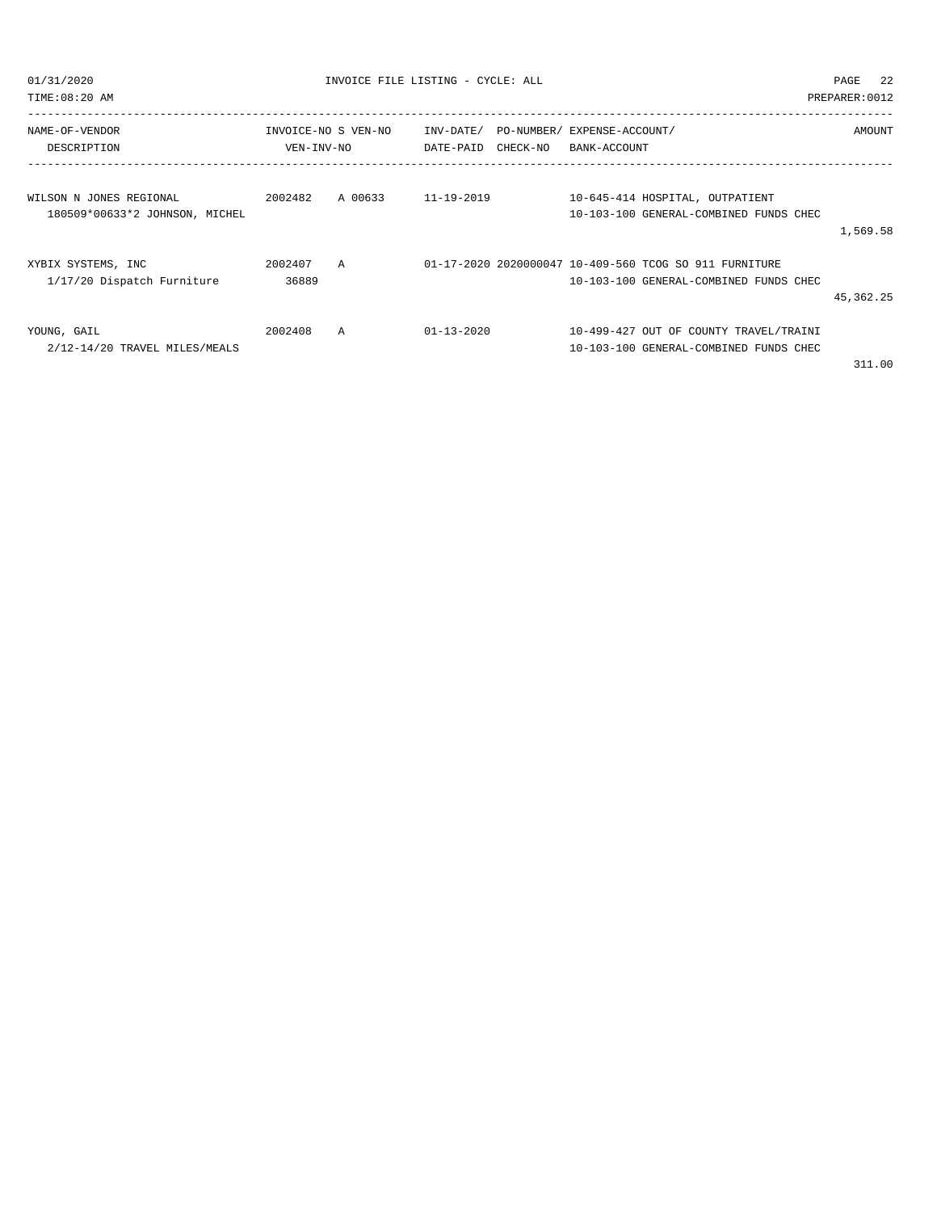01/31/2020 INVOICE FILE LISTING - CYCLE: ALL

TIME:08:20 AM PREPARER:0012

| NAME-OF-VENDOR / DESCRIPTION | INVOICE-NO / VEN-INV-NO | S | VEN-NO | INV-DATE/ DATE-PAID | PO-NUMBER/ CHECK-NO | EXPENSE-ACCOUNT/ BANK-ACCOUNT | AMOUNT |
|---|---|---|---|---|---|---|---|
| WILSON N JONES REGIONAL | 2002482 | A | 00633 | 11-19-2019 | | 10-645-414 HOSPITAL, OUTPATIENT | |
| 180509*00633*2 JOHNSON, MICHEL | | | | | | 10-103-100 GENERAL-COMBINED FUNDS CHEC | |
| | | | | | | | 1,569.58 |
| XYBIX SYSTEMS, INC | 2002407 | A | | 01-17-2020 | 2020000047 | 10-409-560 TCOG SO 911 FURNITURE | |
| 1/17/20 Dispatch Furniture | 36889 | | | | | 10-103-100 GENERAL-COMBINED FUNDS CHEC | |
| | | | | | | | 45,362.25 |
| YOUNG, GAIL | 2002408 | A | | 01-13-2020 | | 10-499-427 OUT OF COUNTY TRAVEL/TRAINI | |
| 2/12-14/20 TRAVEL MILES/MEALS | | | | | | 10-103-100 GENERAL-COMBINED FUNDS CHEC | |
| | | | | | | | 311.00 |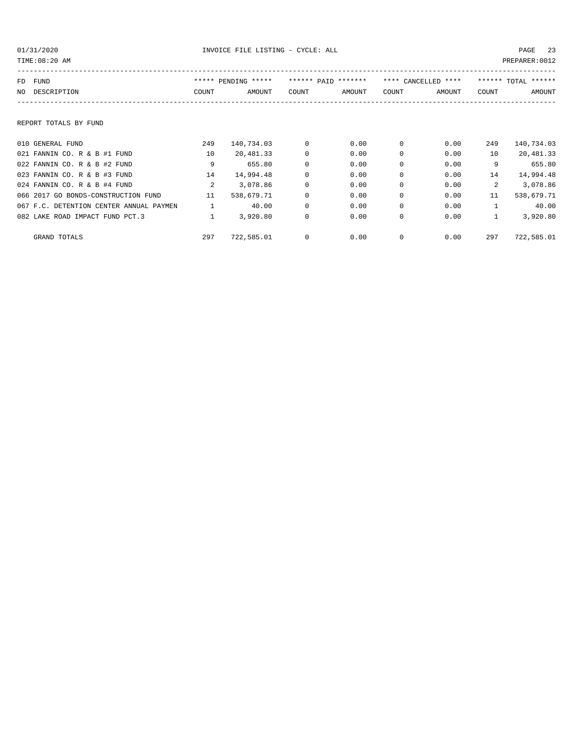INVOICE FILE LISTING - CYCLE: ALL

01/31/2020
TIME:08:20 AM
PREPARER:0012

REPORT TOTALS BY FUND

| FD NO | FUND DESCRIPTION | ***** PENDING ***** | | ****** PAID ******* | | **** CANCELLED **** | | ****** TOTAL ****** | |
|---|---|---|---|---|---|---|---|---|---|
| | | COUNT | AMOUNT | COUNT | AMOUNT | COUNT | AMOUNT | COUNT | AMOUNT |
| 010 | GENERAL FUND | 249 | 140,734.03 | 0 | 0.00 | 0 | 0.00 | 249 | 140,734.03 |
| 021 | FANNIN CO. R & B #1 FUND | 10 | 20,481.33 | 0 | 0.00 | 0 | 0.00 | 10 | 20,481.33 |
| 022 | FANNIN CO. R & B #2 FUND | 9 | 655.80 | 0 | 0.00 | 0 | 0.00 | 9 | 655.80 |
| 023 | FANNIN CO. R & B #3 FUND | 14 | 14,994.48 | 0 | 0.00 | 0 | 0.00 | 14 | 14,994.48 |
| 024 | FANNIN CO. R & B #4 FUND | 2 | 3,078.86 | 0 | 0.00 | 0 | 0.00 | 2 | 3,078.86 |
| 066 | 2017 GO BONDS-CONSTRUCTION FUND | 11 | 538,679.71 | 0 | 0.00 | 0 | 0.00 | 11 | 538,679.71 |
| 067 | F.C. DETENTION CENTER ANNUAL PAYMEN | 1 | 40.00 | 0 | 0.00 | 0 | 0.00 | 1 | 40.00 |
| 082 | LAKE ROAD IMPACT FUND PCT.3 | 1 | 3,920.80 | 0 | 0.00 | 0 | 0.00 | 1 | 3,920.80 |
| | GRAND TOTALS | 297 | 722,585.01 | 0 | 0.00 | 0 | 0.00 | 297 | 722,585.01 |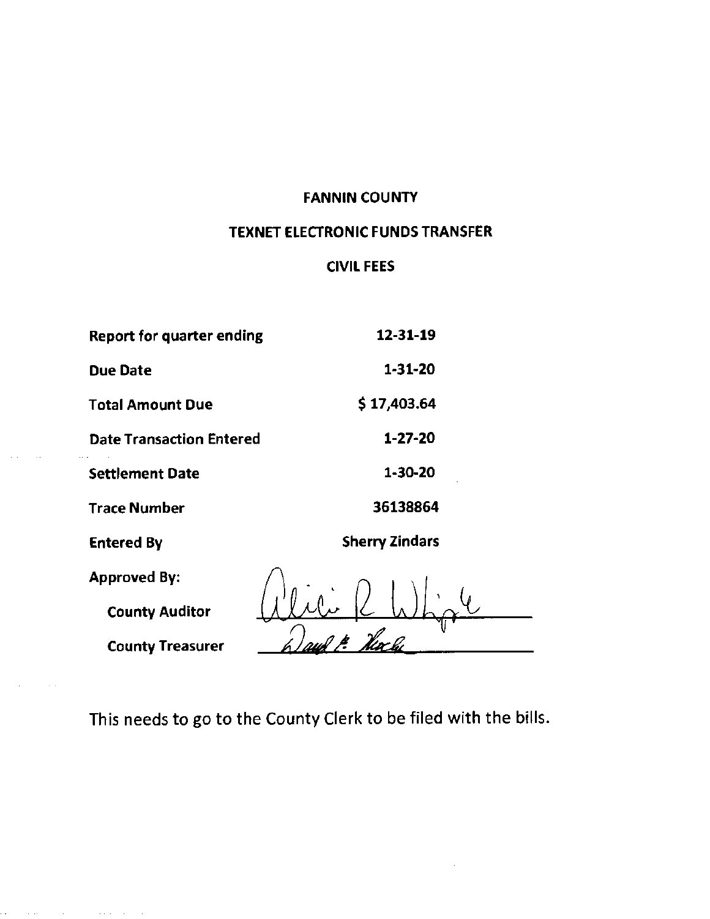# FANNIN COUNTY

## TEXNET ELECTRONIC FUNDS TRANSFER

### CIVIL FEES

| | |
|---|---|
| **Report for quarter ending** | **12-31-19** |
| **Due Date** | **1-31-20** |
| **Total Amount Due** | **$ 17,403.64** |
| **Date Transaction Entered** | **1-27-20** |
| **Settlement Date** | **1-30-20** |
| **Trace Number** | **36138864** |
| **Entered By** | **Sherry Zindars** |

**Approved By:**

**County Auditor** Alicia R Whipple

**County Treasurer** David B Hocky

This needs to go to the County Clerk to be filed with the bills.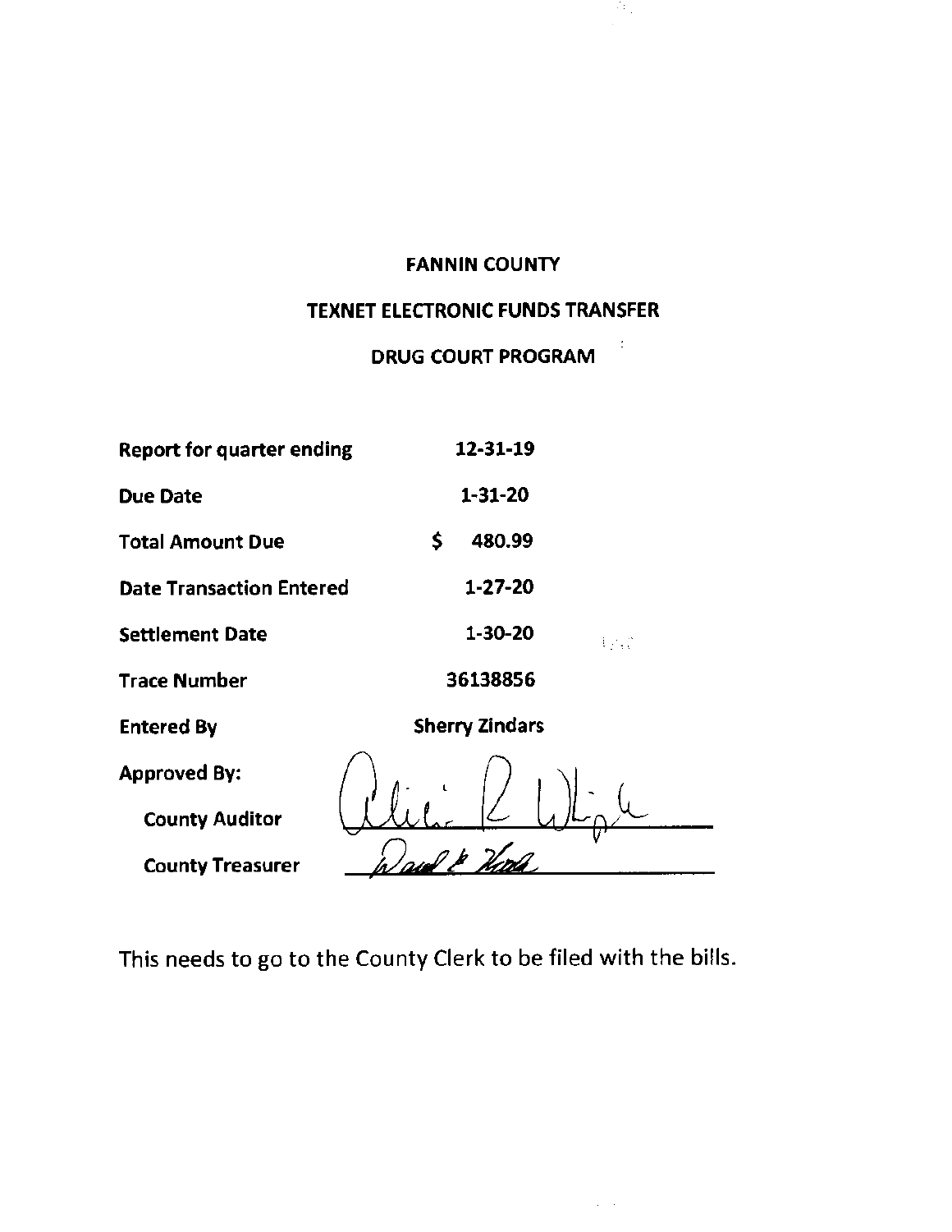# FANNIN COUNTY

## TEXNET ELECTRONIC FUNDS TRANSFER

## DRUG COURT PROGRAM

| | |
|---|---|
| **Report for quarter ending** | **12-31-19** |
| **Due Date** | **1-31-20** |
| **Total Amount Due** | **$ 480.99** |
| **Date Transaction Entered** | **1-27-20** |
| **Settlement Date** | **1-30-20** |
| **Trace Number** | **36138856** |
| **Entered By** | **Sherry Zindars** |

**Approved By:**

**County Auditor** ______________________

**County Treasurer** ______________________

This needs to go to the County Clerk to be filed with the bills.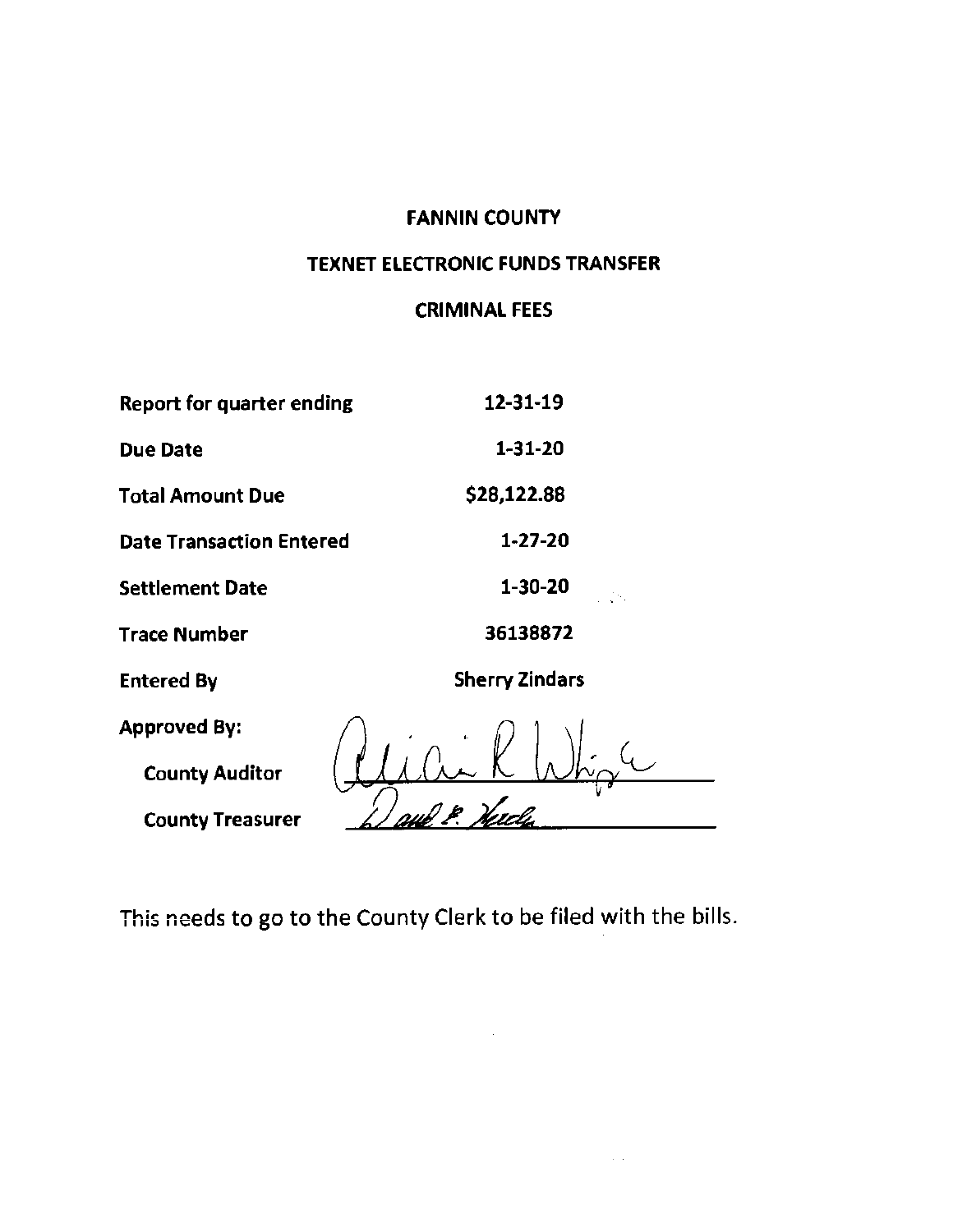# FANNIN COUNTY

## TEXNET ELECTRONIC FUNDS TRANSFER

## CRIMINAL FEES

| | |
|---|---|
| Report for quarter ending | 12-31-19 |
| Due Date | 1-31-20 |
| Total Amount Due | $28,122.88 |
| Date Transaction Entered | 1-27-20 |
| Settlement Date | 1-30-20 |
| Trace Number | 36138872 |
| Entered By | Sherry Zindars |

**Approved By:**

**County Auditor** ______________________

**County Treasurer** ______________________

This needs to go to the County Clerk to be filed with the bills.